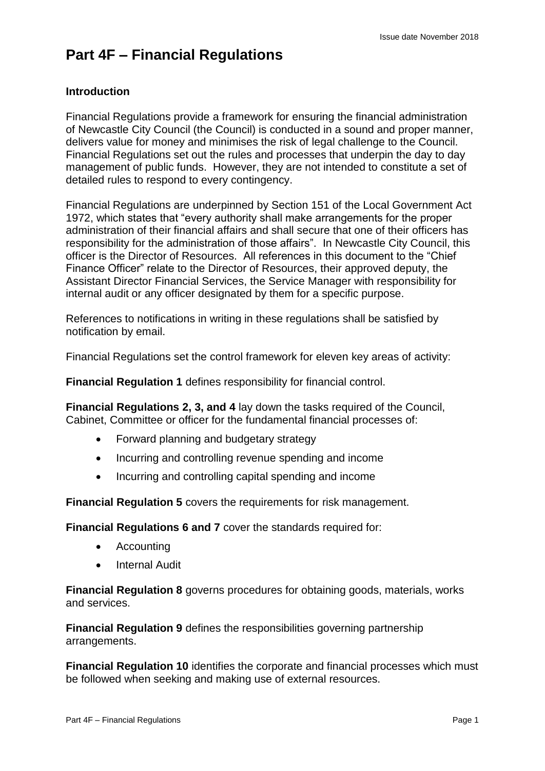# Part 4F – Financial Regulations

**Introduction**

Financial Regulations provide a framework for ensuring the financial administration of Newcastle City Council (the Council) is conducted in a sound and proper manner, delivers value for money and minimises the risk of legal challenge to the Council. Financial Regulations set out the rules and processes that underpin the day to day management of public funds. However, they are not intended to constitute a set of detailed rules to respond to every contingency.

Financial Regulations are underpinned by Section 151 of the Local Government Act 1972, which states that "every authority shall make arrangements for the proper administration of their financial affairs and shall secure that one of their officers has responsibility for the administration of those affairs". In Newcastle City Council, this officer is the Director of Resources. All references in this document to the "Chief Finance Officer" relate to the Director of Resources, their approved deputy, the Assistant Director Financial Services, the Service Manager with responsibility for internal audit or any officer designated by them for a specific purpose.

References to notifications in writing in these regulations shall be satisfied by notification by email.

Financial Regulations set the control framework for eleven key areas of activity:

**Financial Regulation 1** defines responsibility for financial control.

**Financial Regulations 2, 3, and 4** lay down the tasks required of the Council, Cabinet, Committee or officer for the fundamental financial processes of:

- Forward planning and budgetary strategy
- Incurring and controlling revenue spending and income
- Incurring and controlling capital spending and income

**Financial Regulation 5** covers the requirements for risk management.

**Financial Regulations 6 and 7** cover the standards required for:

- Accounting
- Internal Audit

**Financial Regulation 8** governs procedures for obtaining goods, materials, works and services.

**Financial Regulation 9** defines the responsibilities governing partnership arrangements.

**Financial Regulation 10** identifies the corporate and financial processes which must be followed when seeking and making use of external resources.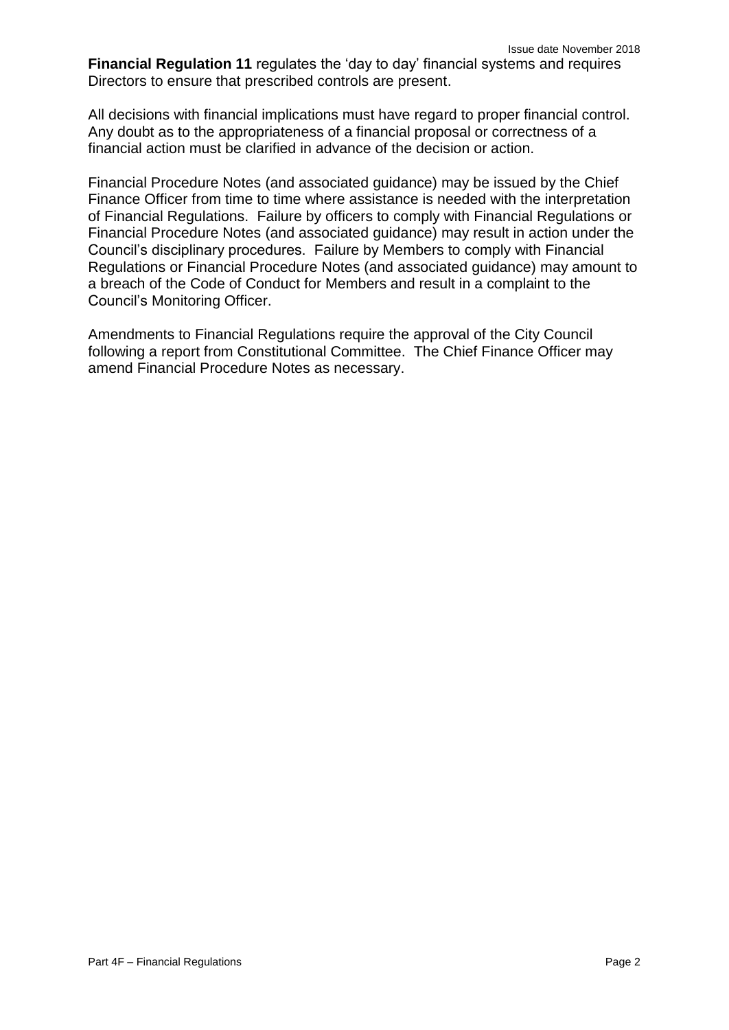**Financial Regulation 11** regulates the 'day to day' financial systems and requires Directors to ensure that prescribed controls are present.

All decisions with financial implications must have regard to proper financial control. Any doubt as to the appropriateness of a financial proposal or correctness of a financial action must be clarified in advance of the decision or action.

Financial Procedure Notes (and associated guidance) may be issued by the Chief Finance Officer from time to time where assistance is needed with the interpretation of Financial Regulations. Failure by officers to comply with Financial Regulations or Financial Procedure Notes (and associated guidance) may result in action under the Council's disciplinary procedures. Failure by Members to comply with Financial Regulations or Financial Procedure Notes (and associated guidance) may amount to a breach of the Code of Conduct for Members and result in a complaint to the Council's Monitoring Officer.

Amendments to Financial Regulations require the approval of the City Council following a report from Constitutional Committee. The Chief Finance Officer may amend Financial Procedure Notes as necessary.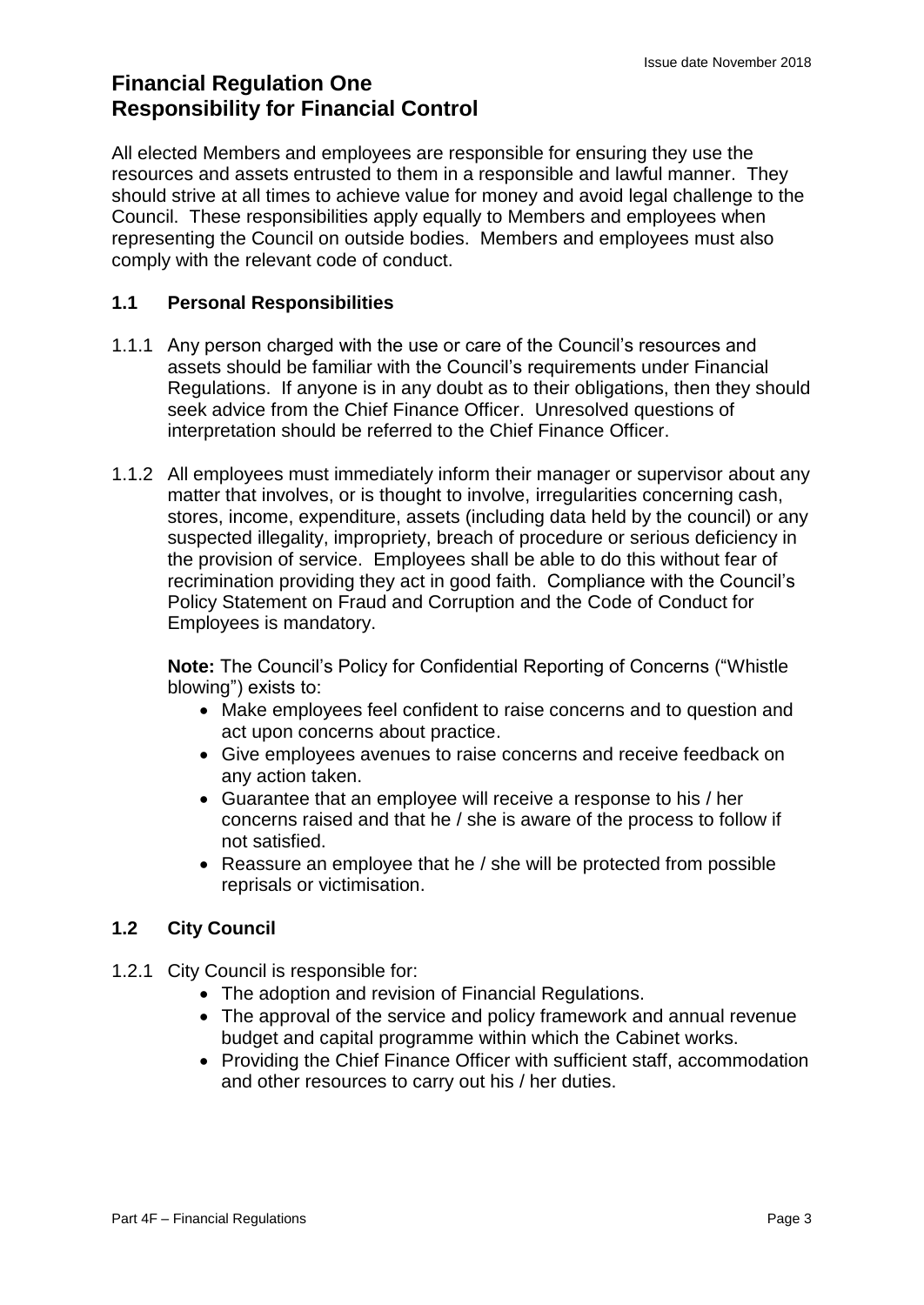# Financial Regulation One
# Responsibility for Financial Control

All elected Members and employees are responsible for ensuring they use the resources and assets entrusted to them in a responsible and lawful manner. They should strive at all times to achieve value for money and avoid legal challenge to the Council. These responsibilities apply equally to Members and employees when representing the Council on outside bodies. Members and employees must also comply with the relevant code of conduct.

## 1.1 Personal Responsibilities

1.1.1 Any person charged with the use or care of the Council's resources and assets should be familiar with the Council's requirements under Financial Regulations. If anyone is in any doubt as to their obligations, then they should seek advice from the Chief Finance Officer. Unresolved questions of interpretation should be referred to the Chief Finance Officer.

1.1.2 All employees must immediately inform their manager or supervisor about any matter that involves, or is thought to involve, irregularities concerning cash, stores, income, expenditure, assets (including data held by the council) or any suspected illegality, impropriety, breach of procedure or serious deficiency in the provision of service. Employees shall be able to do this without fear of recrimination providing they act in good faith. Compliance with the Council's Policy Statement on Fraud and Corruption and the Code of Conduct for Employees is mandatory.

**Note:** The Council's Policy for Confidential Reporting of Concerns ("Whistle blowing") exists to:

- Make employees feel confident to raise concerns and to question and act upon concerns about practice.
- Give employees avenues to raise concerns and receive feedback on any action taken.
- Guarantee that an employee will receive a response to his / her concerns raised and that he / she is aware of the process to follow if not satisfied.
- Reassure an employee that he / she will be protected from possible reprisals or victimisation.

## 1.2 City Council

1.2.1 City Council is responsible for:

- The adoption and revision of Financial Regulations.
- The approval of the service and policy framework and annual revenue budget and capital programme within which the Cabinet works.
- Providing the Chief Finance Officer with sufficient staff, accommodation and other resources to carry out his / her duties.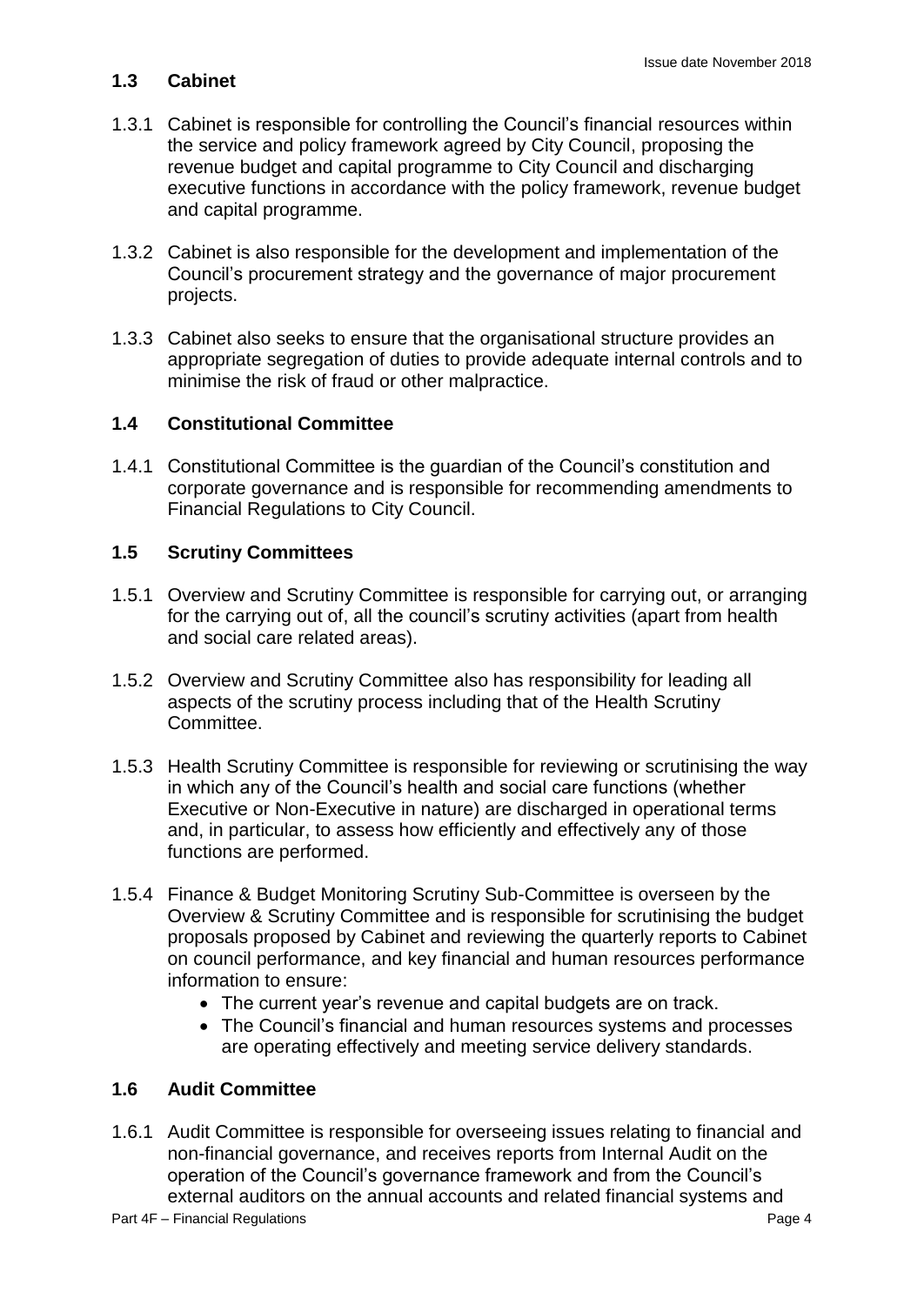## 1.3 Cabinet

1.3.1 Cabinet is responsible for controlling the Council's financial resources within the service and policy framework agreed by City Council, proposing the revenue budget and capital programme to City Council and discharging executive functions in accordance with the policy framework, revenue budget and capital programme.

1.3.2 Cabinet is also responsible for the development and implementation of the Council's procurement strategy and the governance of major procurement projects.

1.3.3 Cabinet also seeks to ensure that the organisational structure provides an appropriate segregation of duties to provide adequate internal controls and to minimise the risk of fraud or other malpractice.

## 1.4 Constitutional Committee

1.4.1 Constitutional Committee is the guardian of the Council's constitution and corporate governance and is responsible for recommending amendments to Financial Regulations to City Council.

## 1.5 Scrutiny Committees

1.5.1 Overview and Scrutiny Committee is responsible for carrying out, or arranging for the carrying out of, all the council's scrutiny activities (apart from health and social care related areas).

1.5.2 Overview and Scrutiny Committee also has responsibility for leading all aspects of the scrutiny process including that of the Health Scrutiny Committee.

1.5.3 Health Scrutiny Committee is responsible for reviewing or scrutinising the way in which any of the Council's health and social care functions (whether Executive or Non-Executive in nature) are discharged in operational terms and, in particular, to assess how efficiently and effectively any of those functions are performed.

1.5.4 Finance & Budget Monitoring Scrutiny Sub-Committee is overseen by the Overview & Scrutiny Committee and is responsible for scrutinising the budget proposals proposed by Cabinet and reviewing the quarterly reports to Cabinet on council performance, and key financial and human resources performance information to ensure:

- The current year's revenue and capital budgets are on track.
- The Council's financial and human resources systems and processes are operating effectively and meeting service delivery standards.

## 1.6 Audit Committee

1.6.1 Audit Committee is responsible for overseeing issues relating to financial and non-financial governance, and receives reports from Internal Audit on the operation of the Council's governance framework and from the Council's external auditors on the annual accounts and related financial systems and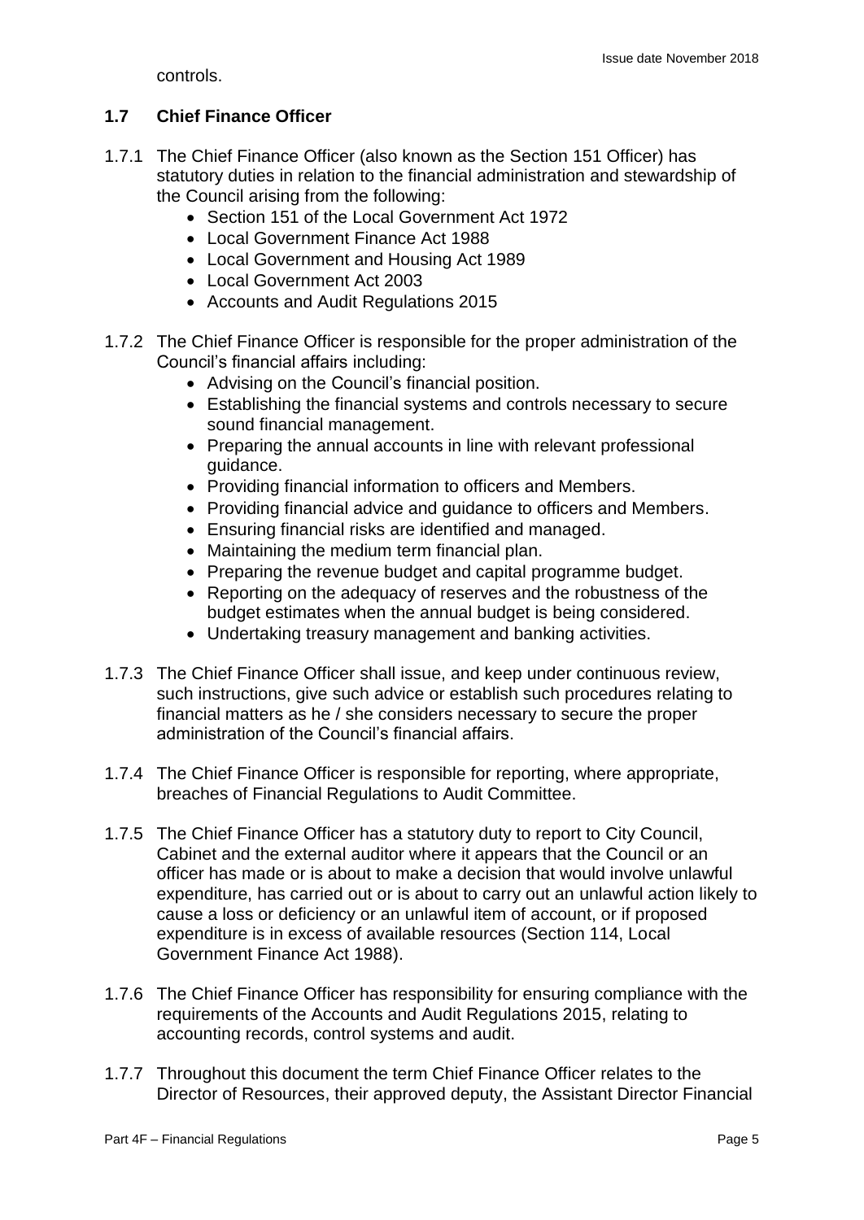controls.

### 1.7 Chief Finance Officer

1.7.1 The Chief Finance Officer (also known as the Section 151 Officer) has statutory duties in relation to the financial administration and stewardship of the Council arising from the following:

- Section 151 of the Local Government Act 1972
- Local Government Finance Act 1988
- Local Government and Housing Act 1989
- Local Government Act 2003
- Accounts and Audit Regulations 2015

1.7.2 The Chief Finance Officer is responsible for the proper administration of the Council's financial affairs including:

- Advising on the Council's financial position.
- Establishing the financial systems and controls necessary to secure sound financial management.
- Preparing the annual accounts in line with relevant professional guidance.
- Providing financial information to officers and Members.
- Providing financial advice and guidance to officers and Members.
- Ensuring financial risks are identified and managed.
- Maintaining the medium term financial plan.
- Preparing the revenue budget and capital programme budget.
- Reporting on the adequacy of reserves and the robustness of the budget estimates when the annual budget is being considered.
- Undertaking treasury management and banking activities.

1.7.3 The Chief Finance Officer shall issue, and keep under continuous review, such instructions, give such advice or establish such procedures relating to financial matters as he / she considers necessary to secure the proper administration of the Council's financial affairs.

1.7.4 The Chief Finance Officer is responsible for reporting, where appropriate, breaches of Financial Regulations to Audit Committee.

1.7.5 The Chief Finance Officer has a statutory duty to report to City Council, Cabinet and the external auditor where it appears that the Council or an officer has made or is about to make a decision that would involve unlawful expenditure, has carried out or is about to carry out an unlawful action likely to cause a loss or deficiency or an unlawful item of account, or if proposed expenditure is in excess of available resources (Section 114, Local Government Finance Act 1988).

1.7.6 The Chief Finance Officer has responsibility for ensuring compliance with the requirements of the Accounts and Audit Regulations 2015, relating to accounting records, control systems and audit.

1.7.7 Throughout this document the term Chief Finance Officer relates to the Director of Resources, their approved deputy, the Assistant Director Financial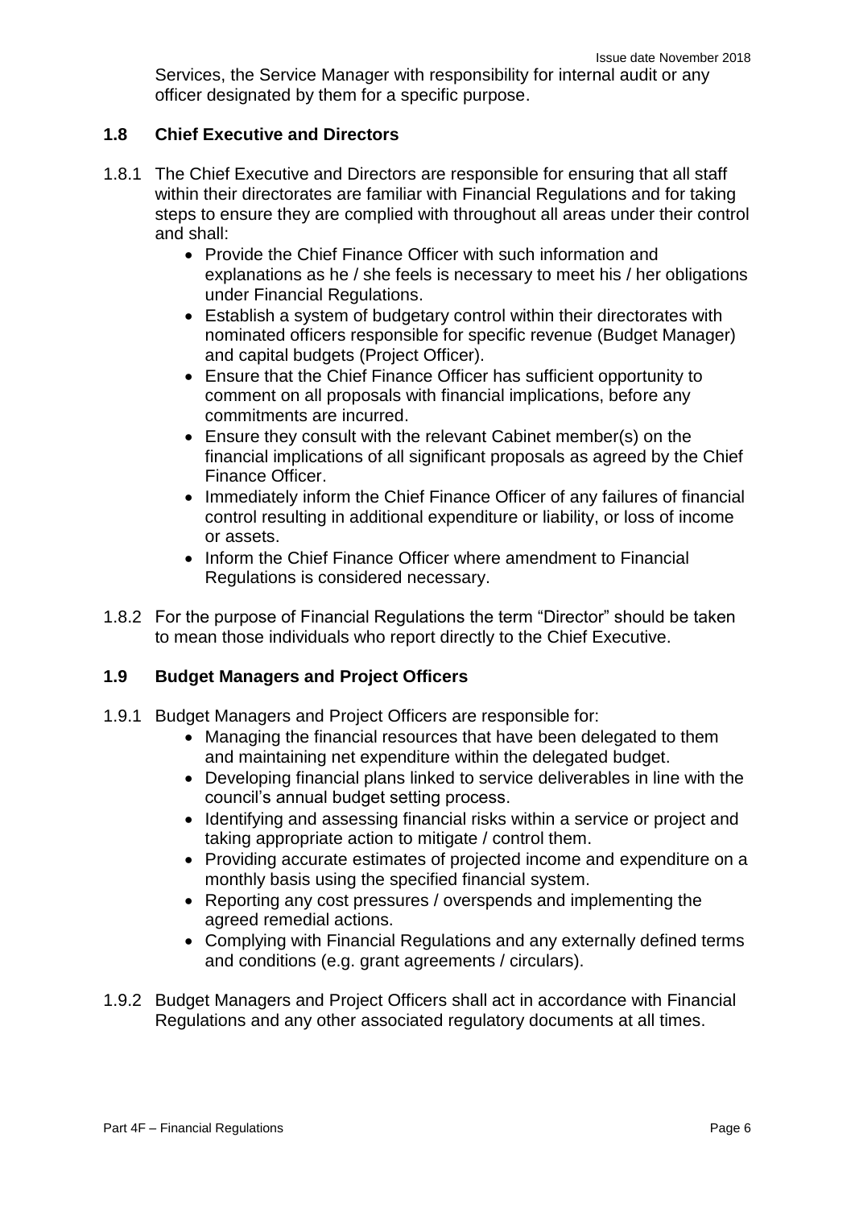Services, the Service Manager with responsibility for internal audit or any officer designated by them for a specific purpose.

## 1.8 Chief Executive and Directors

1.8.1 The Chief Executive and Directors are responsible for ensuring that all staff within their directorates are familiar with Financial Regulations and for taking steps to ensure they are complied with throughout all areas under their control and shall:

- Provide the Chief Finance Officer with such information and explanations as he / she feels is necessary to meet his / her obligations under Financial Regulations.
- Establish a system of budgetary control within their directorates with nominated officers responsible for specific revenue (Budget Manager) and capital budgets (Project Officer).
- Ensure that the Chief Finance Officer has sufficient opportunity to comment on all proposals with financial implications, before any commitments are incurred.
- Ensure they consult with the relevant Cabinet member(s) on the financial implications of all significant proposals as agreed by the Chief Finance Officer.
- Immediately inform the Chief Finance Officer of any failures of financial control resulting in additional expenditure or liability, or loss of income or assets.
- Inform the Chief Finance Officer where amendment to Financial Regulations is considered necessary.

1.8.2 For the purpose of Financial Regulations the term "Director" should be taken to mean those individuals who report directly to the Chief Executive.

## 1.9 Budget Managers and Project Officers

1.9.1 Budget Managers and Project Officers are responsible for:

- Managing the financial resources that have been delegated to them and maintaining net expenditure within the delegated budget.
- Developing financial plans linked to service deliverables in line with the council's annual budget setting process.
- Identifying and assessing financial risks within a service or project and taking appropriate action to mitigate / control them.
- Providing accurate estimates of projected income and expenditure on a monthly basis using the specified financial system.
- Reporting any cost pressures / overspends and implementing the agreed remedial actions.
- Complying with Financial Regulations and any externally defined terms and conditions (e.g. grant agreements / circulars).

1.9.2 Budget Managers and Project Officers shall act in accordance with Financial Regulations and any other associated regulatory documents at all times.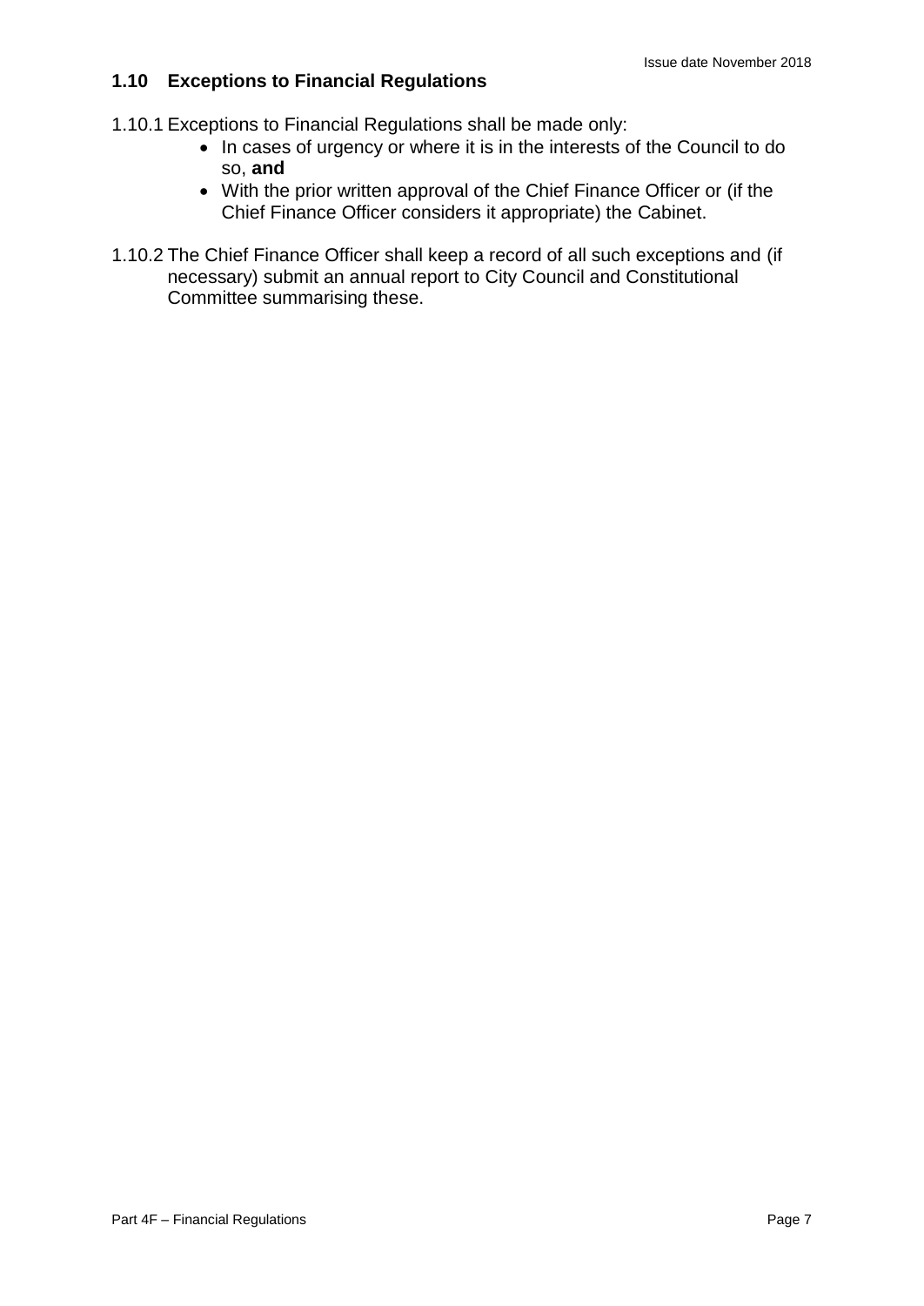### 1.10 Exceptions to Financial Regulations

1.10.1 Exceptions to Financial Regulations shall be made only:

- In cases of urgency or where it is in the interests of the Council to do so, **and**
- With the prior written approval of the Chief Finance Officer or (if the Chief Finance Officer considers it appropriate) the Cabinet.

1.10.2 The Chief Finance Officer shall keep a record of all such exceptions and (if necessary) submit an annual report to City Council and Constitutional Committee summarising these.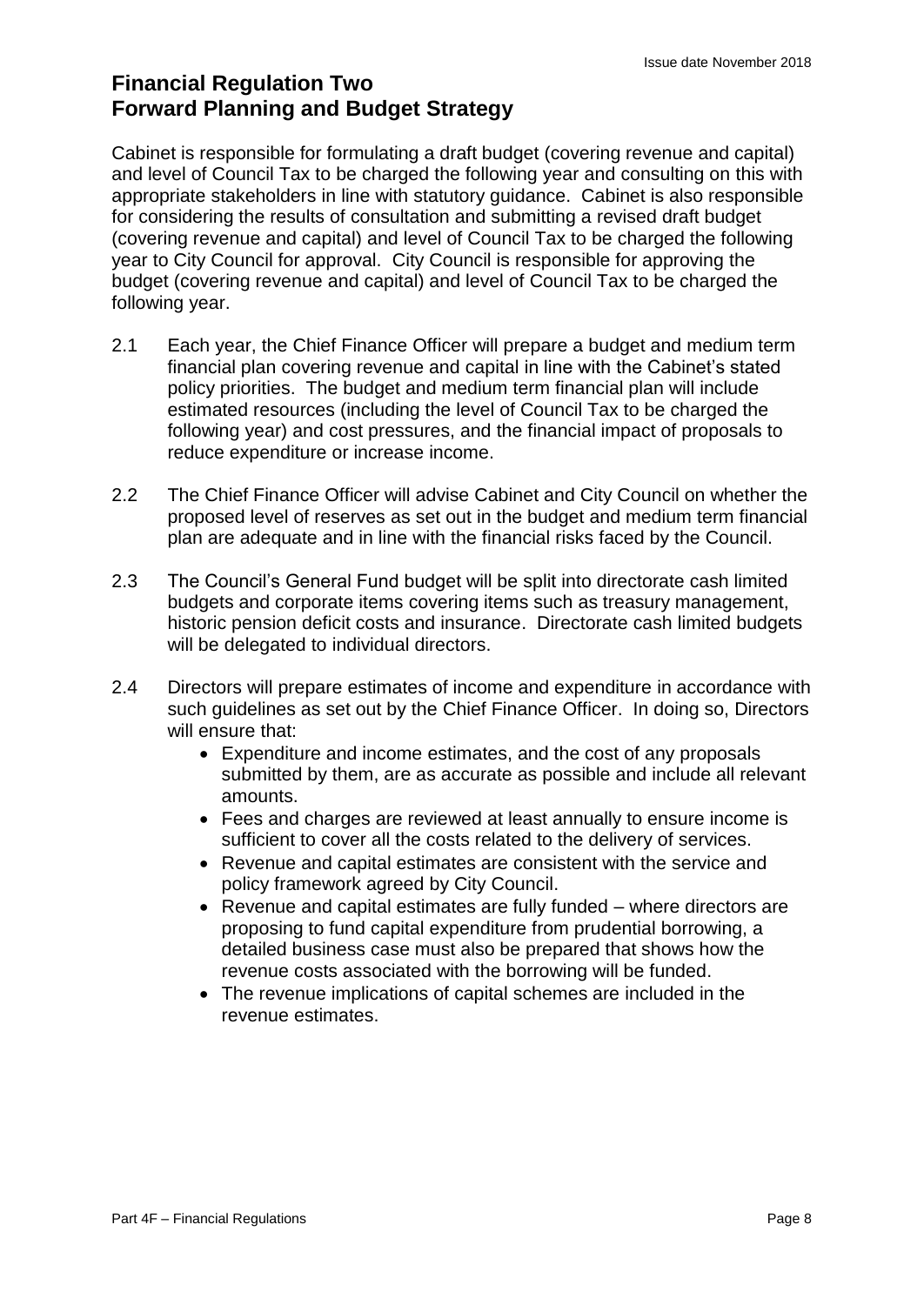# Financial Regulation Two
# Forward Planning and Budget Strategy

Cabinet is responsible for formulating a draft budget (covering revenue and capital) and level of Council Tax to be charged the following year and consulting on this with appropriate stakeholders in line with statutory guidance. Cabinet is also responsible for considering the results of consultation and submitting a revised draft budget (covering revenue and capital) and level of Council Tax to be charged the following year to City Council for approval. City Council is responsible for approving the budget (covering revenue and capital) and level of Council Tax to be charged the following year.

2.1 Each year, the Chief Finance Officer will prepare a budget and medium term financial plan covering revenue and capital in line with the Cabinet's stated policy priorities. The budget and medium term financial plan will include estimated resources (including the level of Council Tax to be charged the following year) and cost pressures, and the financial impact of proposals to reduce expenditure or increase income.

2.2 The Chief Finance Officer will advise Cabinet and City Council on whether the proposed level of reserves as set out in the budget and medium term financial plan are adequate and in line with the financial risks faced by the Council.

2.3 The Council's General Fund budget will be split into directorate cash limited budgets and corporate items covering items such as treasury management, historic pension deficit costs and insurance. Directorate cash limited budgets will be delegated to individual directors.

2.4 Directors will prepare estimates of income and expenditure in accordance with such guidelines as set out by the Chief Finance Officer. In doing so, Directors will ensure that:

- Expenditure and income estimates, and the cost of any proposals submitted by them, are as accurate as possible and include all relevant amounts.
- Fees and charges are reviewed at least annually to ensure income is sufficient to cover all the costs related to the delivery of services.
- Revenue and capital estimates are consistent with the service and policy framework agreed by City Council.
- Revenue and capital estimates are fully funded – where directors are proposing to fund capital expenditure from prudential borrowing, a detailed business case must also be prepared that shows how the revenue costs associated with the borrowing will be funded.
- The revenue implications of capital schemes are included in the revenue estimates.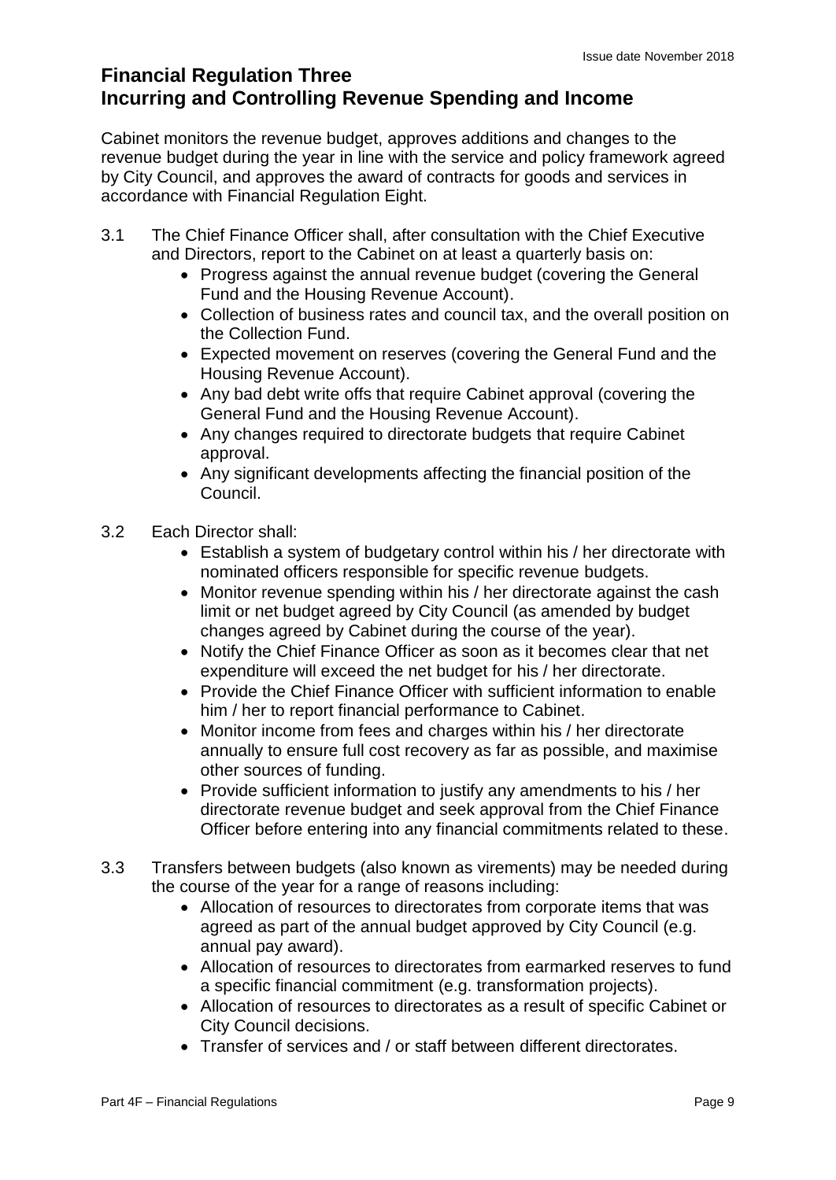## Financial Regulation Three
## Incurring and Controlling Revenue Spending and Income

Cabinet monitors the revenue budget, approves additions and changes to the revenue budget during the year in line with the service and policy framework agreed by City Council, and approves the award of contracts for goods and services in accordance with Financial Regulation Eight.

3.1 The Chief Finance Officer shall, after consultation with the Chief Executive and Directors, report to the Cabinet on at least a quarterly basis on:

- Progress against the annual revenue budget (covering the General Fund and the Housing Revenue Account).
- Collection of business rates and council tax, and the overall position on the Collection Fund.
- Expected movement on reserves (covering the General Fund and the Housing Revenue Account).
- Any bad debt write offs that require Cabinet approval (covering the General Fund and the Housing Revenue Account).
- Any changes required to directorate budgets that require Cabinet approval.
- Any significant developments affecting the financial position of the Council.

3.2 Each Director shall:

- Establish a system of budgetary control within his / her directorate with nominated officers responsible for specific revenue budgets.
- Monitor revenue spending within his / her directorate against the cash limit or net budget agreed by City Council (as amended by budget changes agreed by Cabinet during the course of the year).
- Notify the Chief Finance Officer as soon as it becomes clear that net expenditure will exceed the net budget for his / her directorate.
- Provide the Chief Finance Officer with sufficient information to enable him / her to report financial performance to Cabinet.
- Monitor income from fees and charges within his / her directorate annually to ensure full cost recovery as far as possible, and maximise other sources of funding.
- Provide sufficient information to justify any amendments to his / her directorate revenue budget and seek approval from the Chief Finance Officer before entering into any financial commitments related to these.

3.3 Transfers between budgets (also known as virements) may be needed during the course of the year for a range of reasons including:

- Allocation of resources to directorates from corporate items that was agreed as part of the annual budget approved by City Council (e.g. annual pay award).
- Allocation of resources to directorates from earmarked reserves to fund a specific financial commitment (e.g. transformation projects).
- Allocation of resources to directorates as a result of specific Cabinet or City Council decisions.
- Transfer of services and / or staff between different directorates.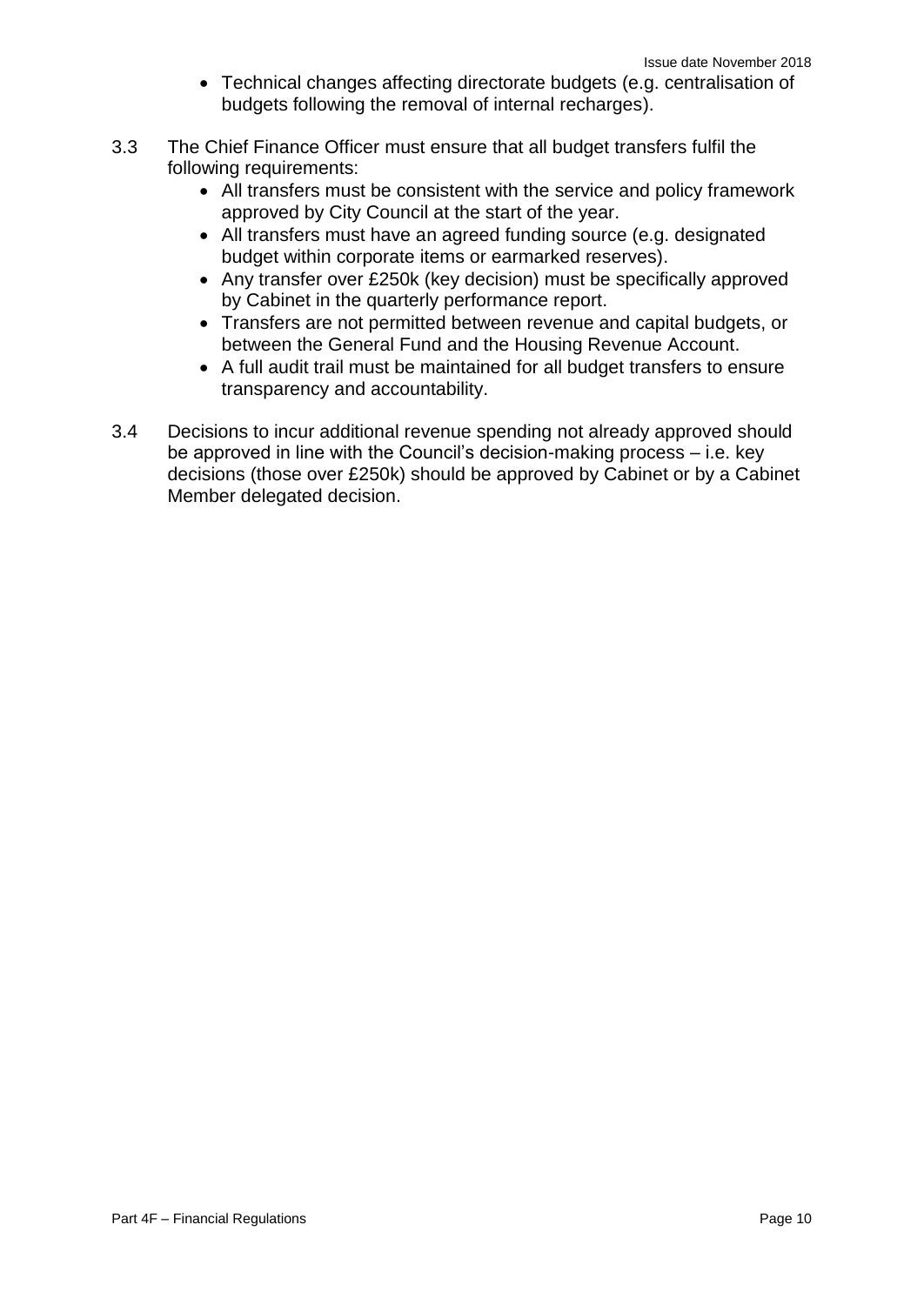- Technical changes affecting directorate budgets (e.g. centralisation of budgets following the removal of internal recharges).

3.3 The Chief Finance Officer must ensure that all budget transfers fulfil the following requirements:
   - All transfers must be consistent with the service and policy framework approved by City Council at the start of the year.
   - All transfers must have an agreed funding source (e.g. designated budget within corporate items or earmarked reserves).
   - Any transfer over £250k (key decision) must be specifically approved by Cabinet in the quarterly performance report.
   - Transfers are not permitted between revenue and capital budgets, or between the General Fund and the Housing Revenue Account.
   - A full audit trail must be maintained for all budget transfers to ensure transparency and accountability.

3.4 Decisions to incur additional revenue spending not already approved should be approved in line with the Council's decision-making process – i.e. key decisions (those over £250k) should be approved by Cabinet or by a Cabinet Member delegated decision.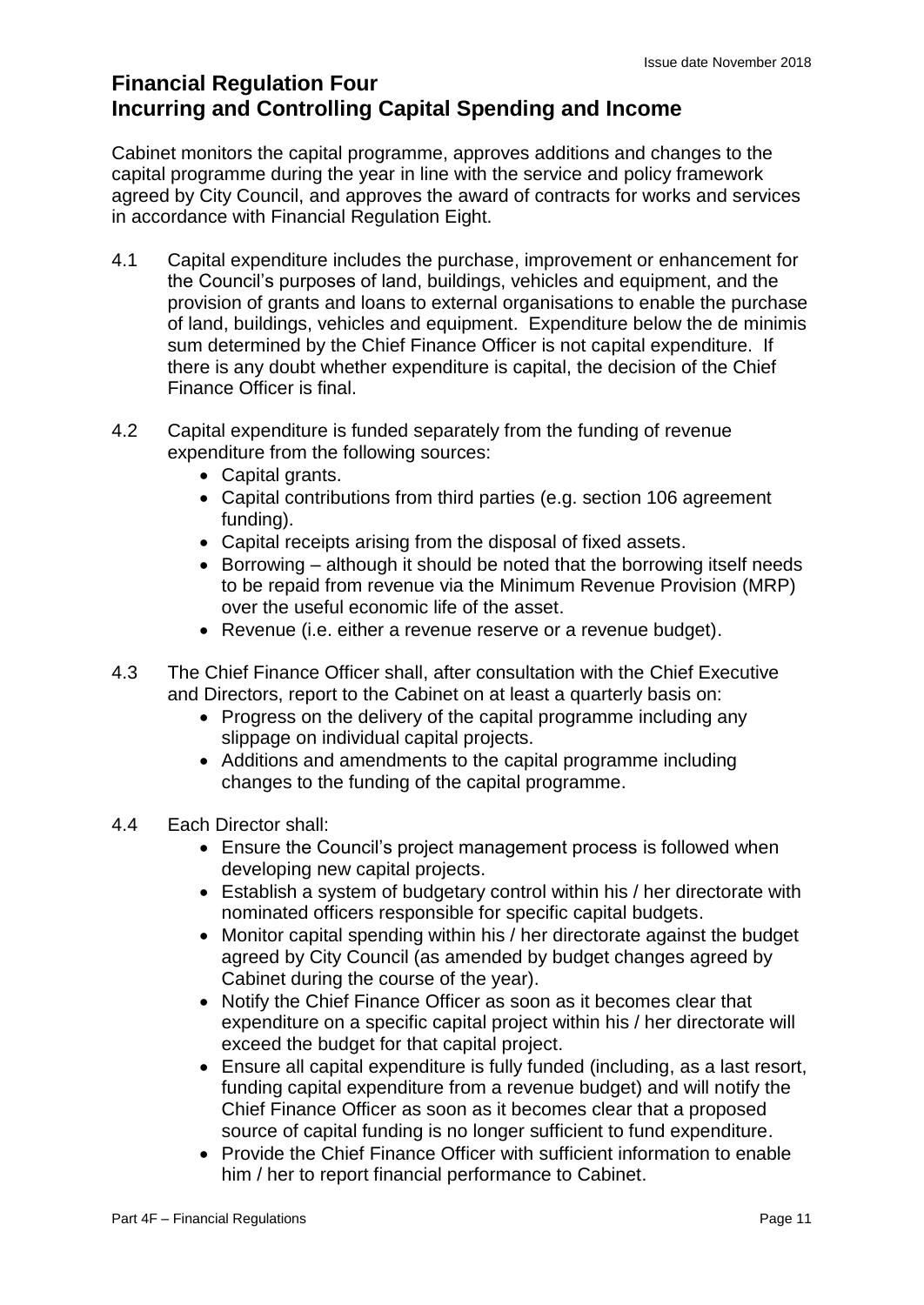## Financial Regulation Four
## Incurring and Controlling Capital Spending and Income

Cabinet monitors the capital programme, approves additions and changes to the capital programme during the year in line with the service and policy framework agreed by City Council, and approves the award of contracts for works and services in accordance with Financial Regulation Eight.

4.1 Capital expenditure includes the purchase, improvement or enhancement for the Council's purposes of land, buildings, vehicles and equipment, and the provision of grants and loans to external organisations to enable the purchase of land, buildings, vehicles and equipment. Expenditure below the de minimis sum determined by the Chief Finance Officer is not capital expenditure. If there is any doubt whether expenditure is capital, the decision of the Chief Finance Officer is final.

4.2 Capital expenditure is funded separately from the funding of revenue expenditure from the following sources:
- Capital grants.
- Capital contributions from third parties (e.g. section 106 agreement funding).
- Capital receipts arising from the disposal of fixed assets.
- Borrowing – although it should be noted that the borrowing itself needs to be repaid from revenue via the Minimum Revenue Provision (MRP) over the useful economic life of the asset.
- Revenue (i.e. either a revenue reserve or a revenue budget).

4.3 The Chief Finance Officer shall, after consultation with the Chief Executive and Directors, report to the Cabinet on at least a quarterly basis on:
- Progress on the delivery of the capital programme including any slippage on individual capital projects.
- Additions and amendments to the capital programme including changes to the funding of the capital programme.

4.4 Each Director shall:
- Ensure the Council's project management process is followed when developing new capital projects.
- Establish a system of budgetary control within his / her directorate with nominated officers responsible for specific capital budgets.
- Monitor capital spending within his / her directorate against the budget agreed by City Council (as amended by budget changes agreed by Cabinet during the course of the year).
- Notify the Chief Finance Officer as soon as it becomes clear that expenditure on a specific capital project within his / her directorate will exceed the budget for that capital project.
- Ensure all capital expenditure is fully funded (including, as a last resort, funding capital expenditure from a revenue budget) and will notify the Chief Finance Officer as soon as it becomes clear that a proposed source of capital funding is no longer sufficient to fund expenditure.
- Provide the Chief Finance Officer with sufficient information to enable him / her to report financial performance to Cabinet.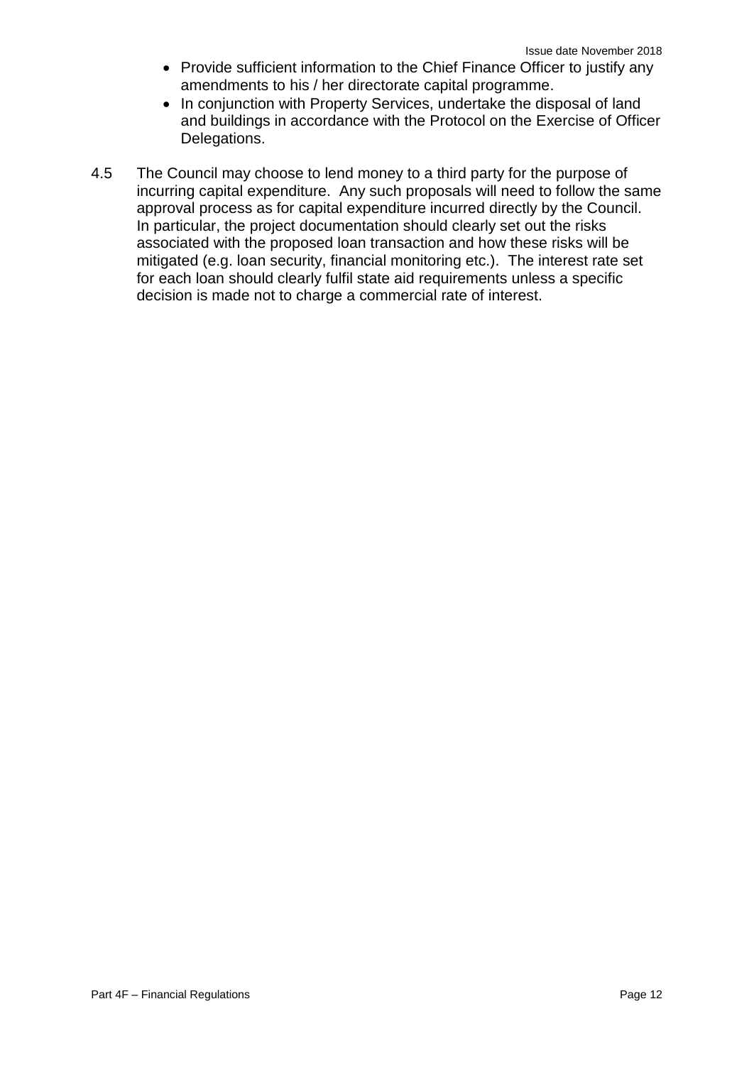- Provide sufficient information to the Chief Finance Officer to justify any amendments to his / her directorate capital programme.
- In conjunction with Property Services, undertake the disposal of land and buildings in accordance with the Protocol on the Exercise of Officer Delegations.

4.5 The Council may choose to lend money to a third party for the purpose of incurring capital expenditure. Any such proposals will need to follow the same approval process as for capital expenditure incurred directly by the Council. In particular, the project documentation should clearly set out the risks associated with the proposed loan transaction and how these risks will be mitigated (e.g. loan security, financial monitoring etc.). The interest rate set for each loan should clearly fulfil state aid requirements unless a specific decision is made not to charge a commercial rate of interest.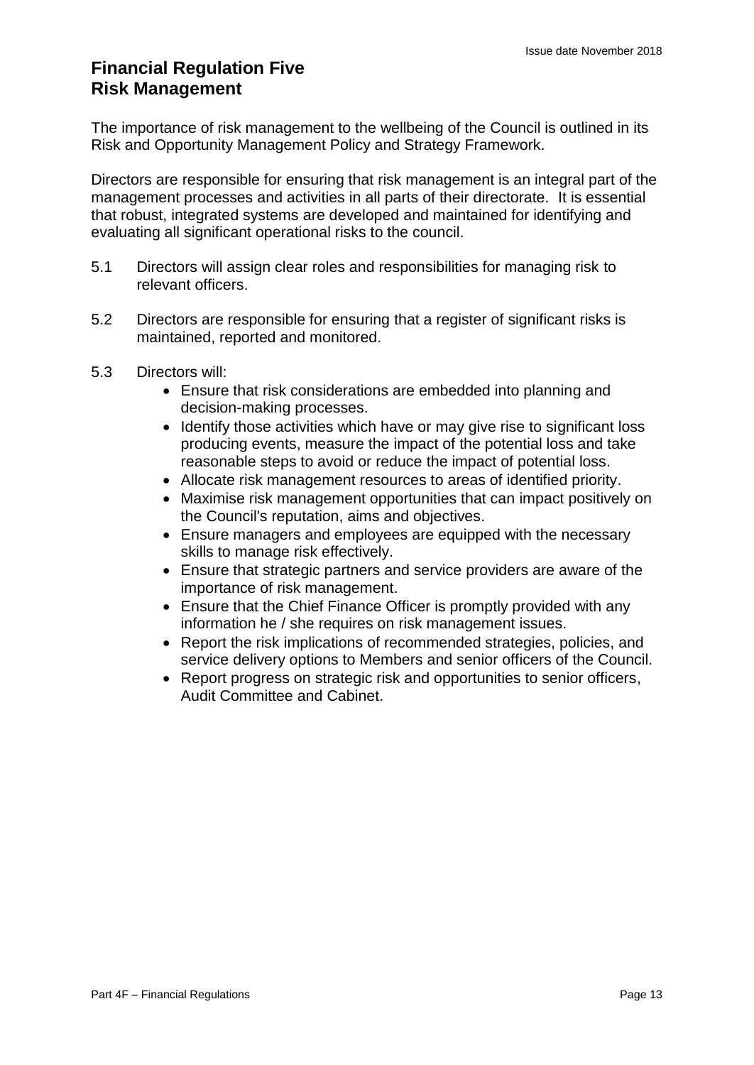# Financial Regulation Five
# Risk Management

The importance of risk management to the wellbeing of the Council is outlined in its Risk and Opportunity Management Policy and Strategy Framework.

Directors are responsible for ensuring that risk management is an integral part of the management processes and activities in all parts of their directorate. It is essential that robust, integrated systems are developed and maintained for identifying and evaluating all significant operational risks to the council.

5.1 Directors will assign clear roles and responsibilities for managing risk to relevant officers.

5.2 Directors are responsible for ensuring that a register of significant risks is maintained, reported and monitored.

5.3 Directors will:

- Ensure that risk considerations are embedded into planning and decision-making processes.
- Identify those activities which have or may give rise to significant loss producing events, measure the impact of the potential loss and take reasonable steps to avoid or reduce the impact of potential loss.
- Allocate risk management resources to areas of identified priority.
- Maximise risk management opportunities that can impact positively on the Council's reputation, aims and objectives.
- Ensure managers and employees are equipped with the necessary skills to manage risk effectively.
- Ensure that strategic partners and service providers are aware of the importance of risk management.
- Ensure that the Chief Finance Officer is promptly provided with any information he / she requires on risk management issues.
- Report the risk implications of recommended strategies, policies, and service delivery options to Members and senior officers of the Council.
- Report progress on strategic risk and opportunities to senior officers, Audit Committee and Cabinet.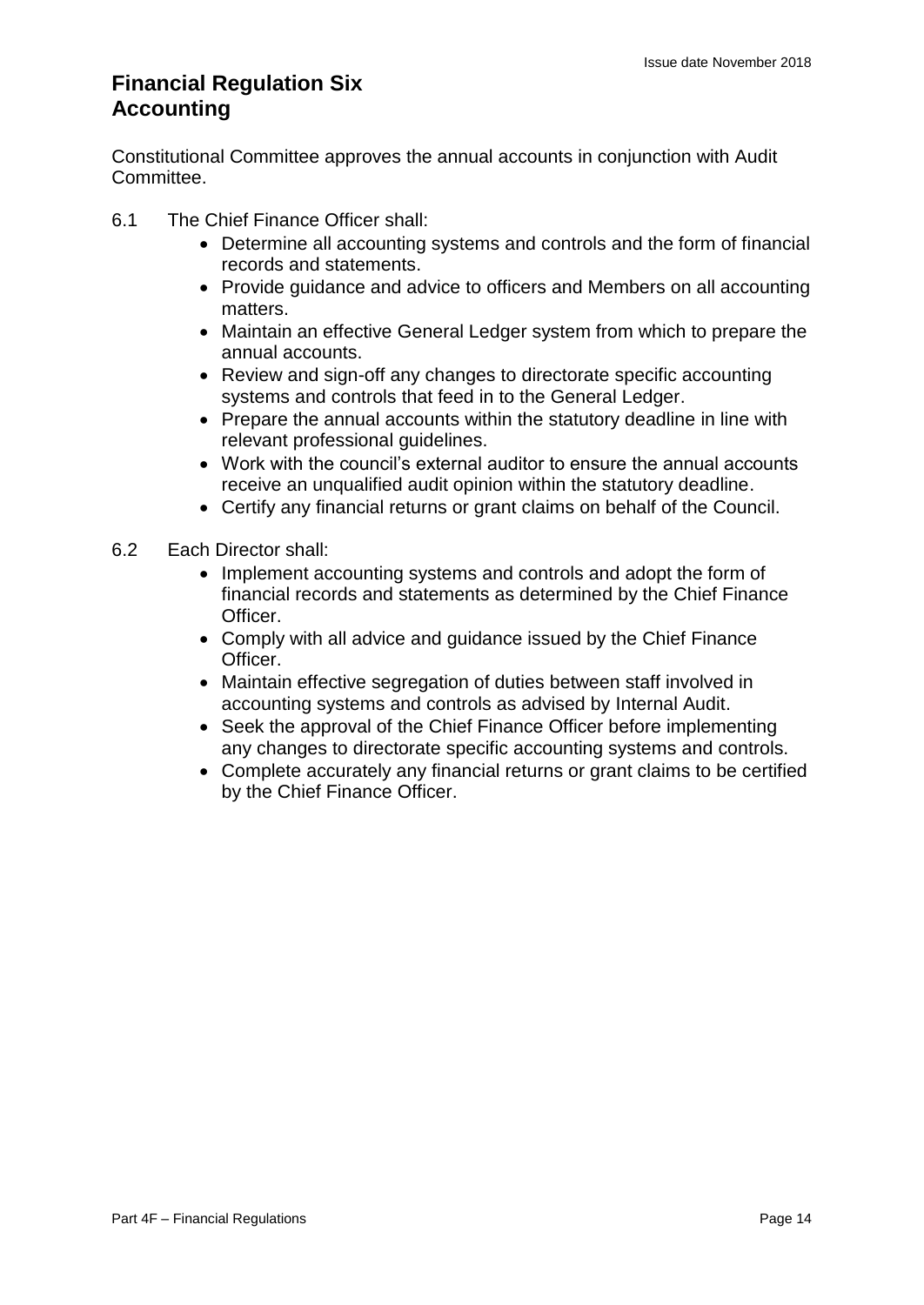# Financial Regulation Six
# Accounting

Constitutional Committee approves the annual accounts in conjunction with Audit Committee.

6.1 The Chief Finance Officer shall:

- Determine all accounting systems and controls and the form of financial records and statements.
- Provide guidance and advice to officers and Members on all accounting matters.
- Maintain an effective General Ledger system from which to prepare the annual accounts.
- Review and sign-off any changes to directorate specific accounting systems and controls that feed in to the General Ledger.
- Prepare the annual accounts within the statutory deadline in line with relevant professional guidelines.
- Work with the council's external auditor to ensure the annual accounts receive an unqualified audit opinion within the statutory deadline.
- Certify any financial returns or grant claims on behalf of the Council.

6.2 Each Director shall:

- Implement accounting systems and controls and adopt the form of financial records and statements as determined by the Chief Finance Officer.
- Comply with all advice and guidance issued by the Chief Finance Officer.
- Maintain effective segregation of duties between staff involved in accounting systems and controls as advised by Internal Audit.
- Seek the approval of the Chief Finance Officer before implementing any changes to directorate specific accounting systems and controls.
- Complete accurately any financial returns or grant claims to be certified by the Chief Finance Officer.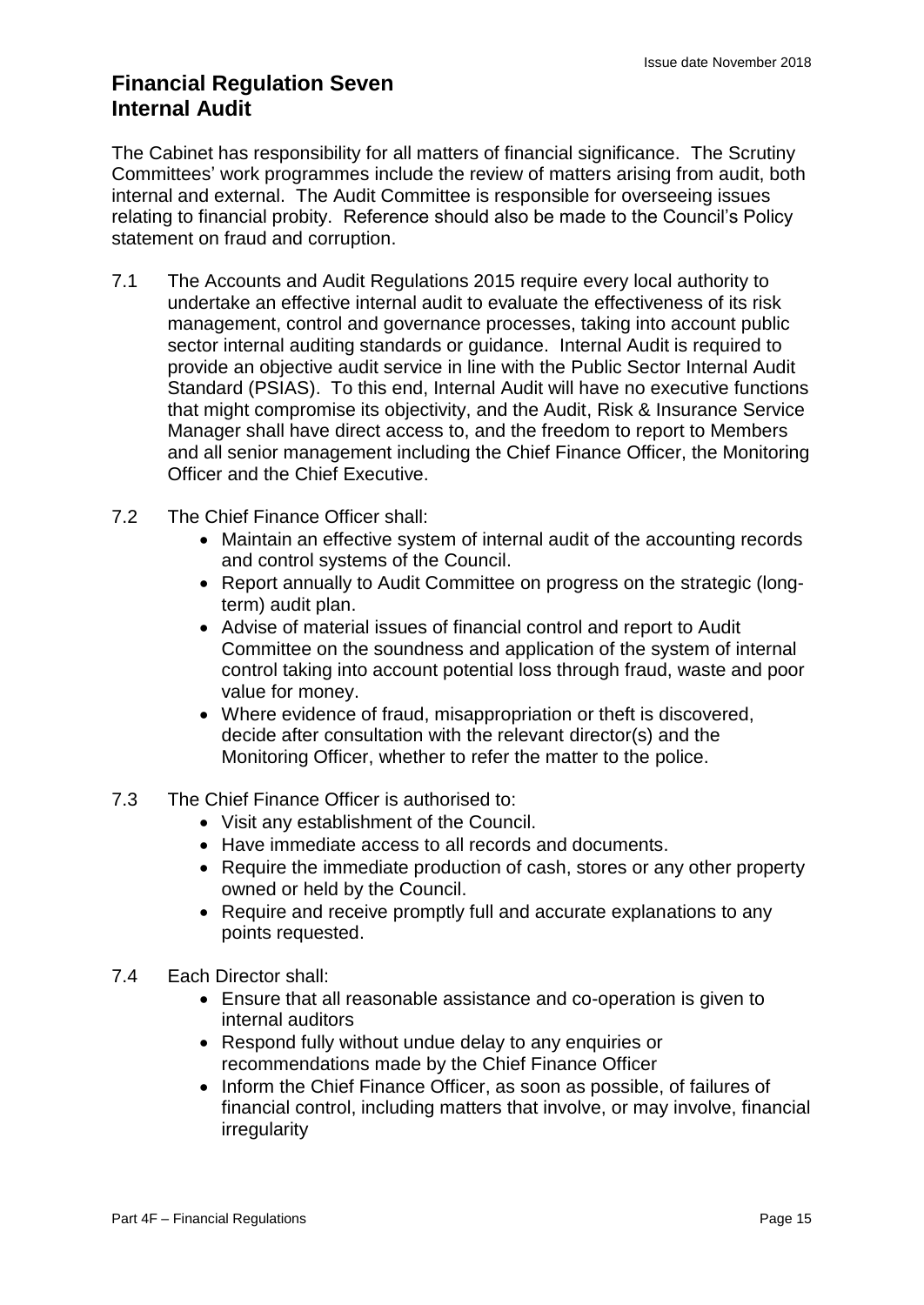## Financial Regulation Seven
## Internal Audit

The Cabinet has responsibility for all matters of financial significance. The Scrutiny Committees' work programmes include the review of matters arising from audit, both internal and external. The Audit Committee is responsible for overseeing issues relating to financial probity. Reference should also be made to the Council's Policy statement on fraud and corruption.

7.1 The Accounts and Audit Regulations 2015 require every local authority to undertake an effective internal audit to evaluate the effectiveness of its risk management, control and governance processes, taking into account public sector internal auditing standards or guidance. Internal Audit is required to provide an objective audit service in line with the Public Sector Internal Audit Standard (PSIAS). To this end, Internal Audit will have no executive functions that might compromise its objectivity, and the Audit, Risk & Insurance Service Manager shall have direct access to, and the freedom to report to Members and all senior management including the Chief Finance Officer, the Monitoring Officer and the Chief Executive.

7.2 The Chief Finance Officer shall:

- Maintain an effective system of internal audit of the accounting records and control systems of the Council.
- Report annually to Audit Committee on progress on the strategic (long-term) audit plan.
- Advise of material issues of financial control and report to Audit Committee on the soundness and application of the system of internal control taking into account potential loss through fraud, waste and poor value for money.
- Where evidence of fraud, misappropriation or theft is discovered, decide after consultation with the relevant director(s) and the Monitoring Officer, whether to refer the matter to the police.

7.3 The Chief Finance Officer is authorised to:

- Visit any establishment of the Council.
- Have immediate access to all records and documents.
- Require the immediate production of cash, stores or any other property owned or held by the Council.
- Require and receive promptly full and accurate explanations to any points requested.

7.4 Each Director shall:

- Ensure that all reasonable assistance and co-operation is given to internal auditors
- Respond fully without undue delay to any enquiries or recommendations made by the Chief Finance Officer
- Inform the Chief Finance Officer, as soon as possible, of failures of financial control, including matters that involve, or may involve, financial irregularity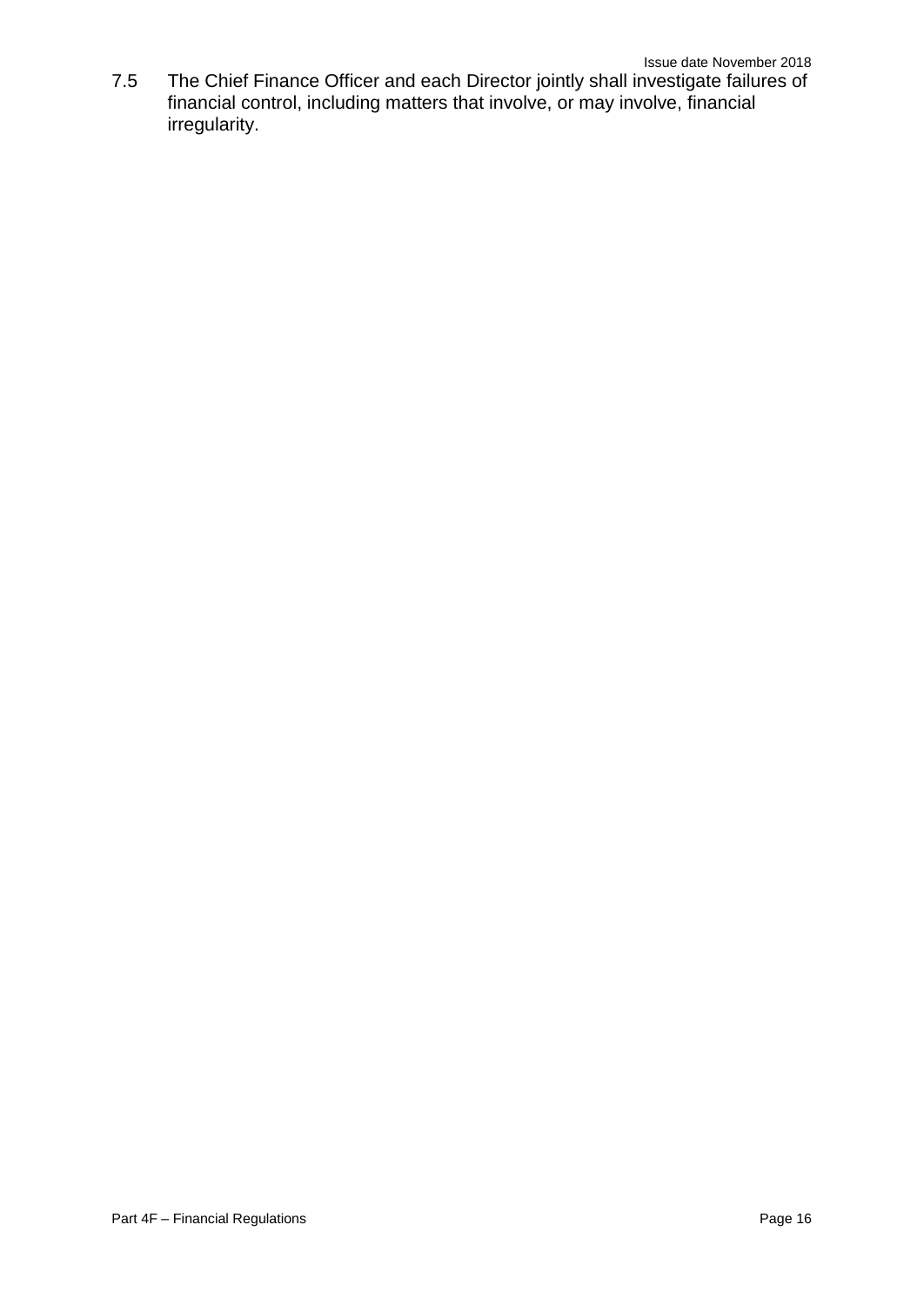7.5 The Chief Finance Officer and each Director jointly shall investigate failures of financial control, including matters that involve, or may involve, financial irregularity.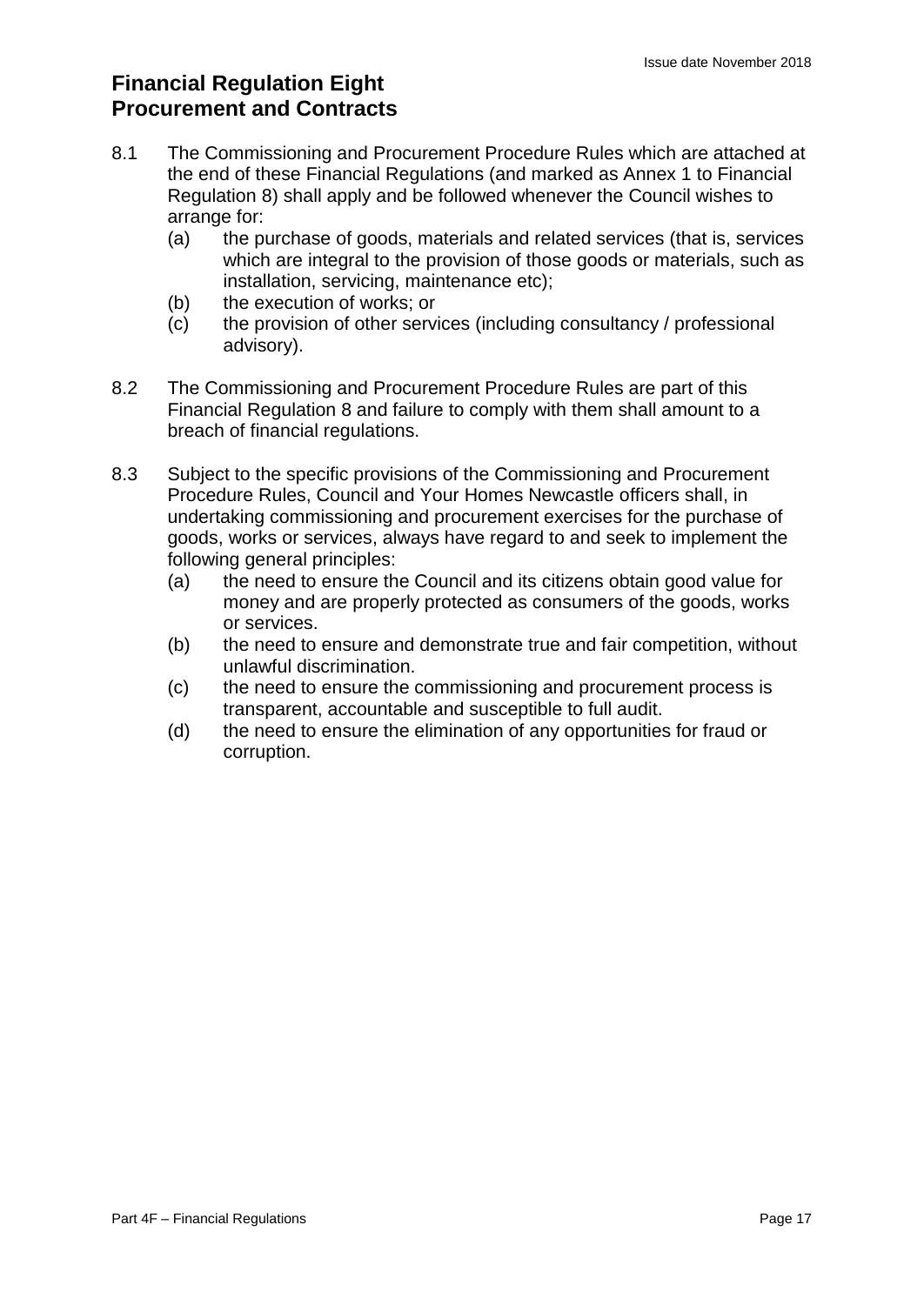# Financial Regulation Eight
# Procurement and Contracts

8.1 The Commissioning and Procurement Procedure Rules which are attached at the end of these Financial Regulations (and marked as Annex 1 to Financial Regulation 8) shall apply and be followed whenever the Council wishes to arrange for:

- (a) the purchase of goods, materials and related services (that is, services which are integral to the provision of those goods or materials, such as installation, servicing, maintenance etc);
- (b) the execution of works; or
- (c) the provision of other services (including consultancy / professional advisory).

8.2 The Commissioning and Procurement Procedure Rules are part of this Financial Regulation 8 and failure to comply with them shall amount to a breach of financial regulations.

8.3 Subject to the specific provisions of the Commissioning and Procurement Procedure Rules, Council and Your Homes Newcastle officers shall, in undertaking commissioning and procurement exercises for the purchase of goods, works or services, always have regard to and seek to implement the following general principles:

- (a) the need to ensure the Council and its citizens obtain good value for money and are properly protected as consumers of the goods, works or services.
- (b) the need to ensure and demonstrate true and fair competition, without unlawful discrimination.
- (c) the need to ensure the commissioning and procurement process is transparent, accountable and susceptible to full audit.
- (d) the need to ensure the elimination of any opportunities for fraud or corruption.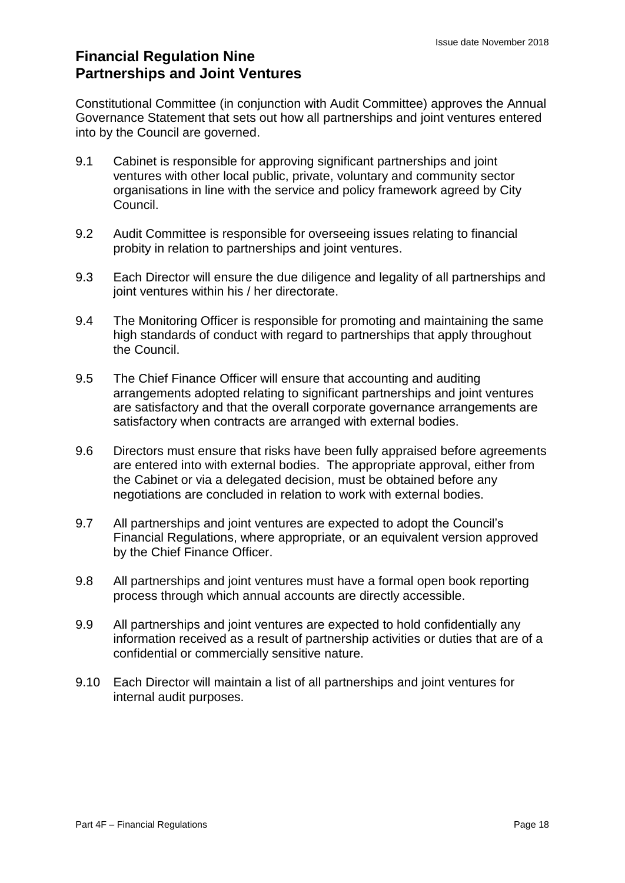# Financial Regulation Nine
# Partnerships and Joint Ventures

Constitutional Committee (in conjunction with Audit Committee) approves the Annual Governance Statement that sets out how all partnerships and joint ventures entered into by the Council are governed.

9.1 Cabinet is responsible for approving significant partnerships and joint ventures with other local public, private, voluntary and community sector organisations in line with the service and policy framework agreed by City Council.

9.2 Audit Committee is responsible for overseeing issues relating to financial probity in relation to partnerships and joint ventures.

9.3 Each Director will ensure the due diligence and legality of all partnerships and joint ventures within his / her directorate.

9.4 The Monitoring Officer is responsible for promoting and maintaining the same high standards of conduct with regard to partnerships that apply throughout the Council.

9.5 The Chief Finance Officer will ensure that accounting and auditing arrangements adopted relating to significant partnerships and joint ventures are satisfactory and that the overall corporate governance arrangements are satisfactory when contracts are arranged with external bodies.

9.6 Directors must ensure that risks have been fully appraised before agreements are entered into with external bodies. The appropriate approval, either from the Cabinet or via a delegated decision, must be obtained before any negotiations are concluded in relation to work with external bodies.

9.7 All partnerships and joint ventures are expected to adopt the Council's Financial Regulations, where appropriate, or an equivalent version approved by the Chief Finance Officer.

9.8 All partnerships and joint ventures must have a formal open book reporting process through which annual accounts are directly accessible.

9.9 All partnerships and joint ventures are expected to hold confidentially any information received as a result of partnership activities or duties that are of a confidential or commercially sensitive nature.

9.10 Each Director will maintain a list of all partnerships and joint ventures for internal audit purposes.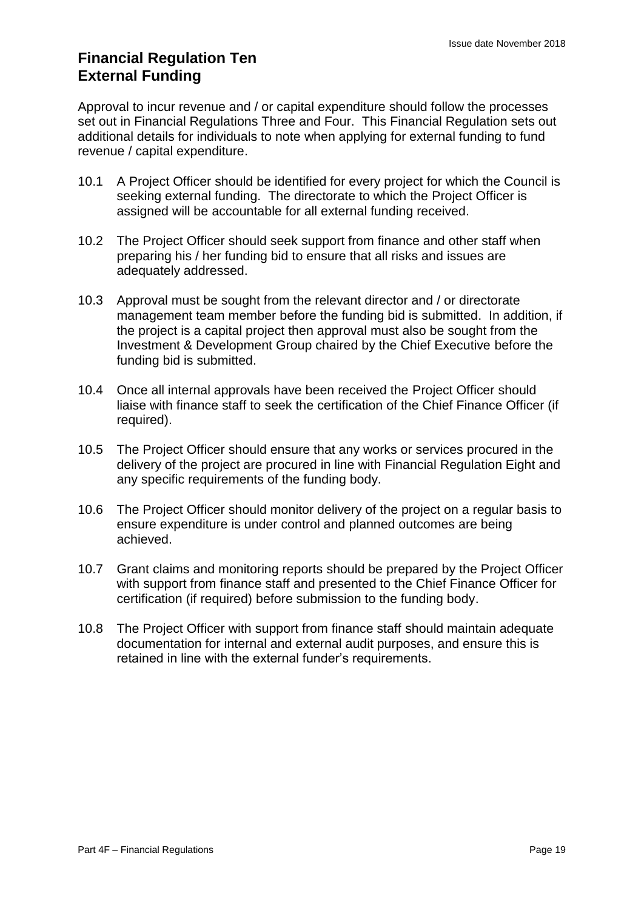# Financial Regulation Ten
# External Funding

Approval to incur revenue and / or capital expenditure should follow the processes set out in Financial Regulations Three and Four. This Financial Regulation sets out additional details for individuals to note when applying for external funding to fund revenue / capital expenditure.

10.1 A Project Officer should be identified for every project for which the Council is seeking external funding. The directorate to which the Project Officer is assigned will be accountable for all external funding received.

10.2 The Project Officer should seek support from finance and other staff when preparing his / her funding bid to ensure that all risks and issues are adequately addressed.

10.3 Approval must be sought from the relevant director and / or directorate management team member before the funding bid is submitted. In addition, if the project is a capital project then approval must also be sought from the Investment & Development Group chaired by the Chief Executive before the funding bid is submitted.

10.4 Once all internal approvals have been received the Project Officer should liaise with finance staff to seek the certification of the Chief Finance Officer (if required).

10.5 The Project Officer should ensure that any works or services procured in the delivery of the project are procured in line with Financial Regulation Eight and any specific requirements of the funding body.

10.6 The Project Officer should monitor delivery of the project on a regular basis to ensure expenditure is under control and planned outcomes are being achieved.

10.7 Grant claims and monitoring reports should be prepared by the Project Officer with support from finance staff and presented to the Chief Finance Officer for certification (if required) before submission to the funding body.

10.8 The Project Officer with support from finance staff should maintain adequate documentation for internal and external audit purposes, and ensure this is retained in line with the external funder's requirements.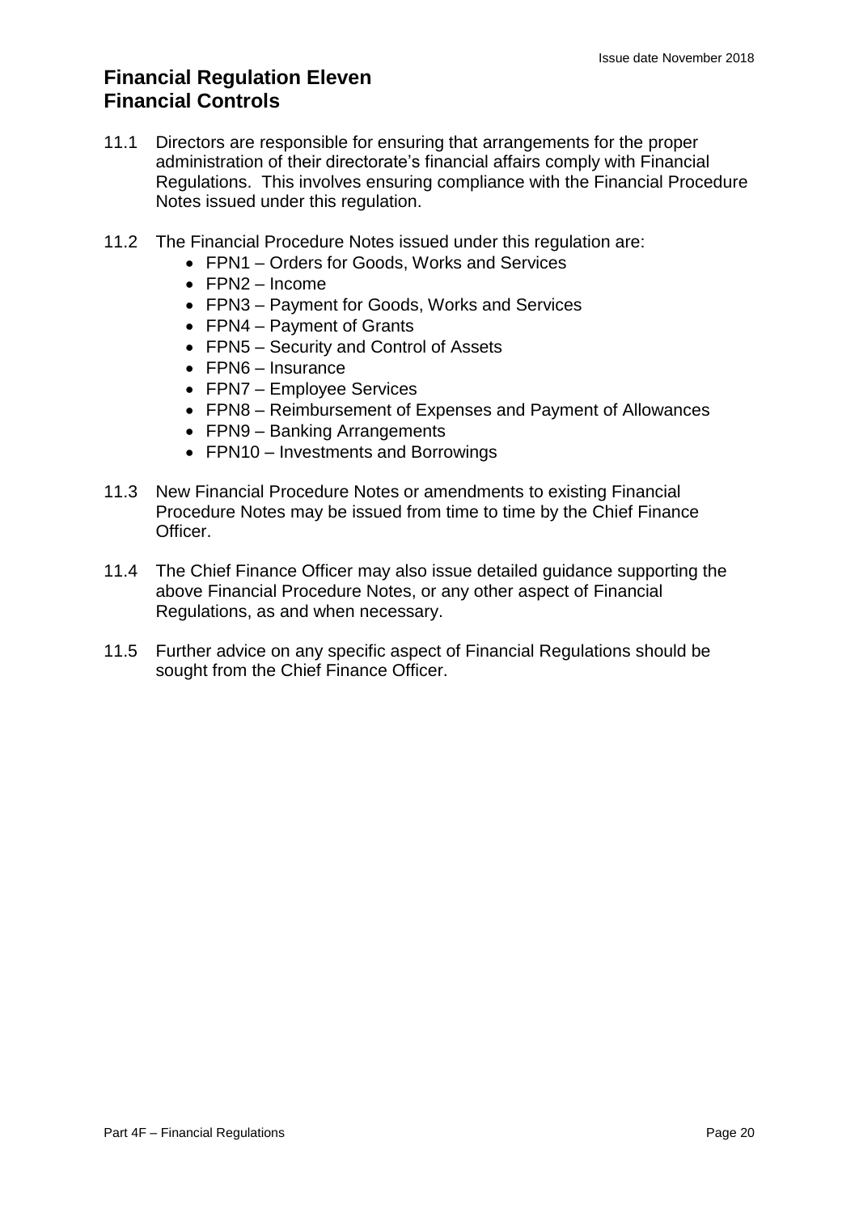# Financial Regulation Eleven
# Financial Controls

11.1 Directors are responsible for ensuring that arrangements for the proper administration of their directorate's financial affairs comply with Financial Regulations. This involves ensuring compliance with the Financial Procedure Notes issued under this regulation.

11.2 The Financial Procedure Notes issued under this regulation are:

- FPN1 – Orders for Goods, Works and Services
- FPN2 – Income
- FPN3 – Payment for Goods, Works and Services
- FPN4 – Payment of Grants
- FPN5 – Security and Control of Assets
- FPN6 – Insurance
- FPN7 – Employee Services
- FPN8 – Reimbursement of Expenses and Payment of Allowances
- FPN9 – Banking Arrangements
- FPN10 – Investments and Borrowings

11.3 New Financial Procedure Notes or amendments to existing Financial Procedure Notes may be issued from time to time by the Chief Finance Officer.

11.4 The Chief Finance Officer may also issue detailed guidance supporting the above Financial Procedure Notes, or any other aspect of Financial Regulations, as and when necessary.

11.5 Further advice on any specific aspect of Financial Regulations should be sought from the Chief Finance Officer.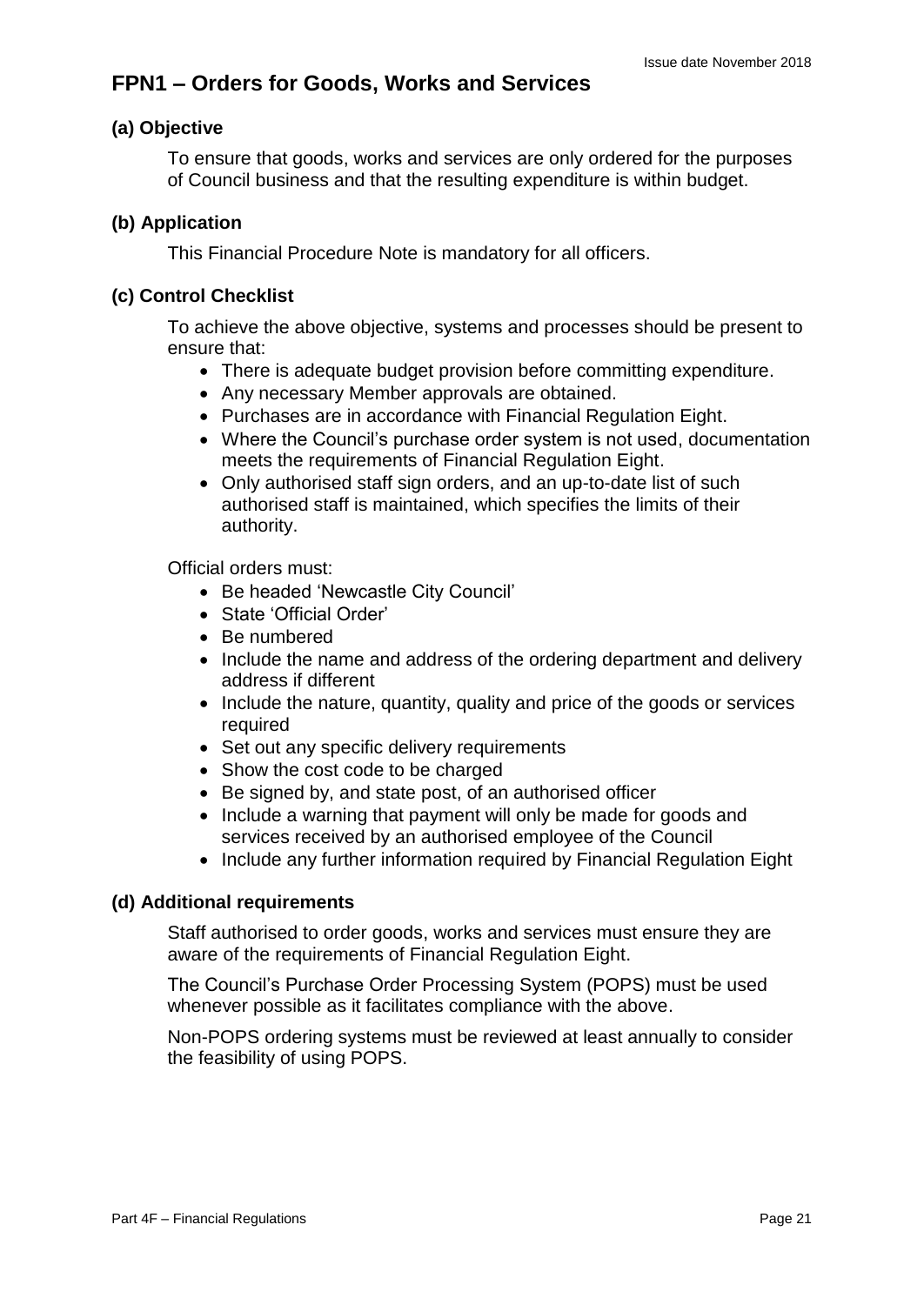## FPN1 – Orders for Goods, Works and Services

### (a) Objective

To ensure that goods, works and services are only ordered for the purposes of Council business and that the resulting expenditure is within budget.

### (b) Application

This Financial Procedure Note is mandatory for all officers.

### (c) Control Checklist

To achieve the above objective, systems and processes should be present to ensure that:

- There is adequate budget provision before committing expenditure.
- Any necessary Member approvals are obtained.
- Purchases are in accordance with Financial Regulation Eight.
- Where the Council's purchase order system is not used, documentation meets the requirements of Financial Regulation Eight.
- Only authorised staff sign orders, and an up-to-date list of such authorised staff is maintained, which specifies the limits of their authority.

Official orders must:

- Be headed 'Newcastle City Council'
- State 'Official Order'
- Be numbered
- Include the name and address of the ordering department and delivery address if different
- Include the nature, quantity, quality and price of the goods or services required
- Set out any specific delivery requirements
- Show the cost code to be charged
- Be signed by, and state post, of an authorised officer
- Include a warning that payment will only be made for goods and services received by an authorised employee of the Council
- Include any further information required by Financial Regulation Eight

### (d) Additional requirements

Staff authorised to order goods, works and services must ensure they are aware of the requirements of Financial Regulation Eight.

The Council's Purchase Order Processing System (POPS) must be used whenever possible as it facilitates compliance with the above.

Non-POPS ordering systems must be reviewed at least annually to consider the feasibility of using POPS.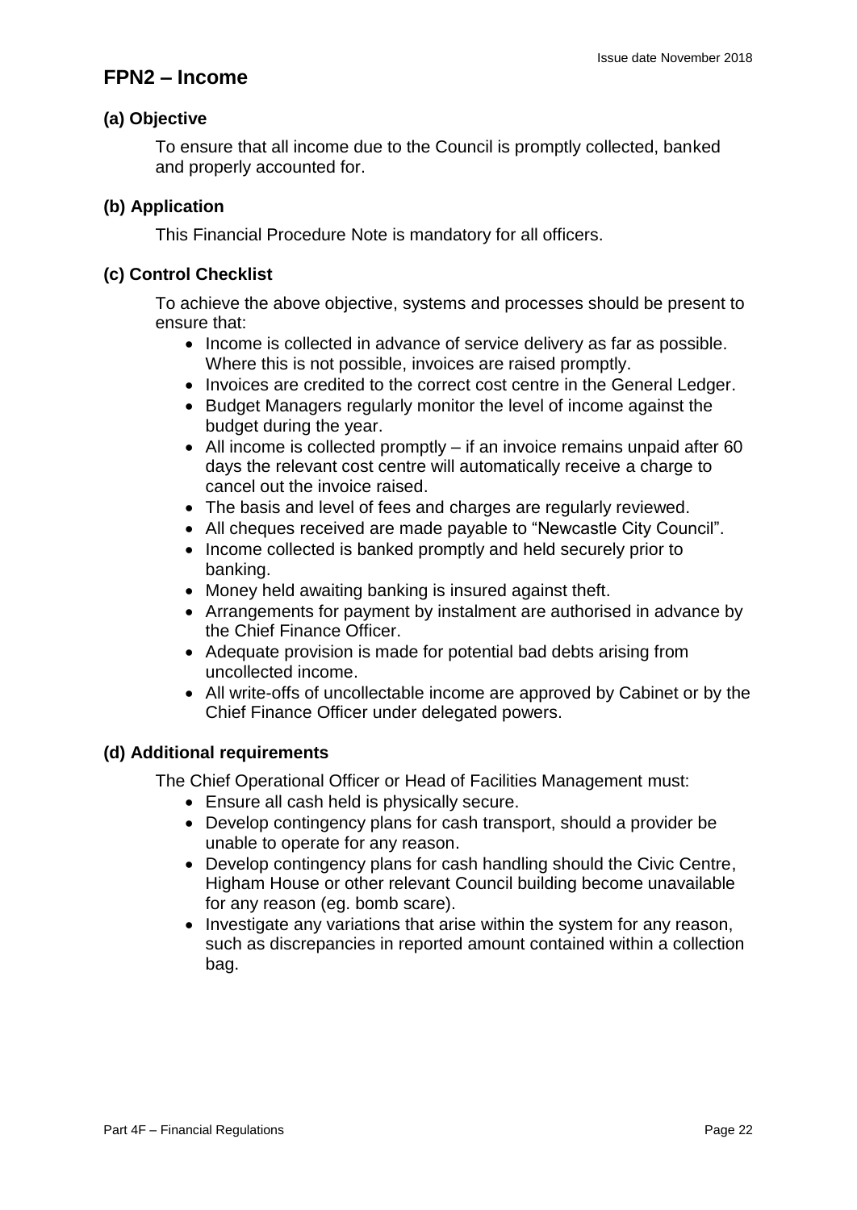## FPN2 – Income

### (a) Objective

To ensure that all income due to the Council is promptly collected, banked and properly accounted for.

### (b) Application

This Financial Procedure Note is mandatory for all officers.

### (c) Control Checklist

To achieve the above objective, systems and processes should be present to ensure that:

- Income is collected in advance of service delivery as far as possible. Where this is not possible, invoices are raised promptly.
- Invoices are credited to the correct cost centre in the General Ledger.
- Budget Managers regularly monitor the level of income against the budget during the year.
- All income is collected promptly – if an invoice remains unpaid after 60 days the relevant cost centre will automatically receive a charge to cancel out the invoice raised.
- The basis and level of fees and charges are regularly reviewed.
- All cheques received are made payable to "Newcastle City Council".
- Income collected is banked promptly and held securely prior to banking.
- Money held awaiting banking is insured against theft.
- Arrangements for payment by instalment are authorised in advance by the Chief Finance Officer.
- Adequate provision is made for potential bad debts arising from uncollected income.
- All write-offs of uncollectable income are approved by Cabinet or by the Chief Finance Officer under delegated powers.

### (d) Additional requirements

The Chief Operational Officer or Head of Facilities Management must:

- Ensure all cash held is physically secure.
- Develop contingency plans for cash transport, should a provider be unable to operate for any reason.
- Develop contingency plans for cash handling should the Civic Centre, Higham House or other relevant Council building become unavailable for any reason (eg. bomb scare).
- Investigate any variations that arise within the system for any reason, such as discrepancies in reported amount contained within a collection bag.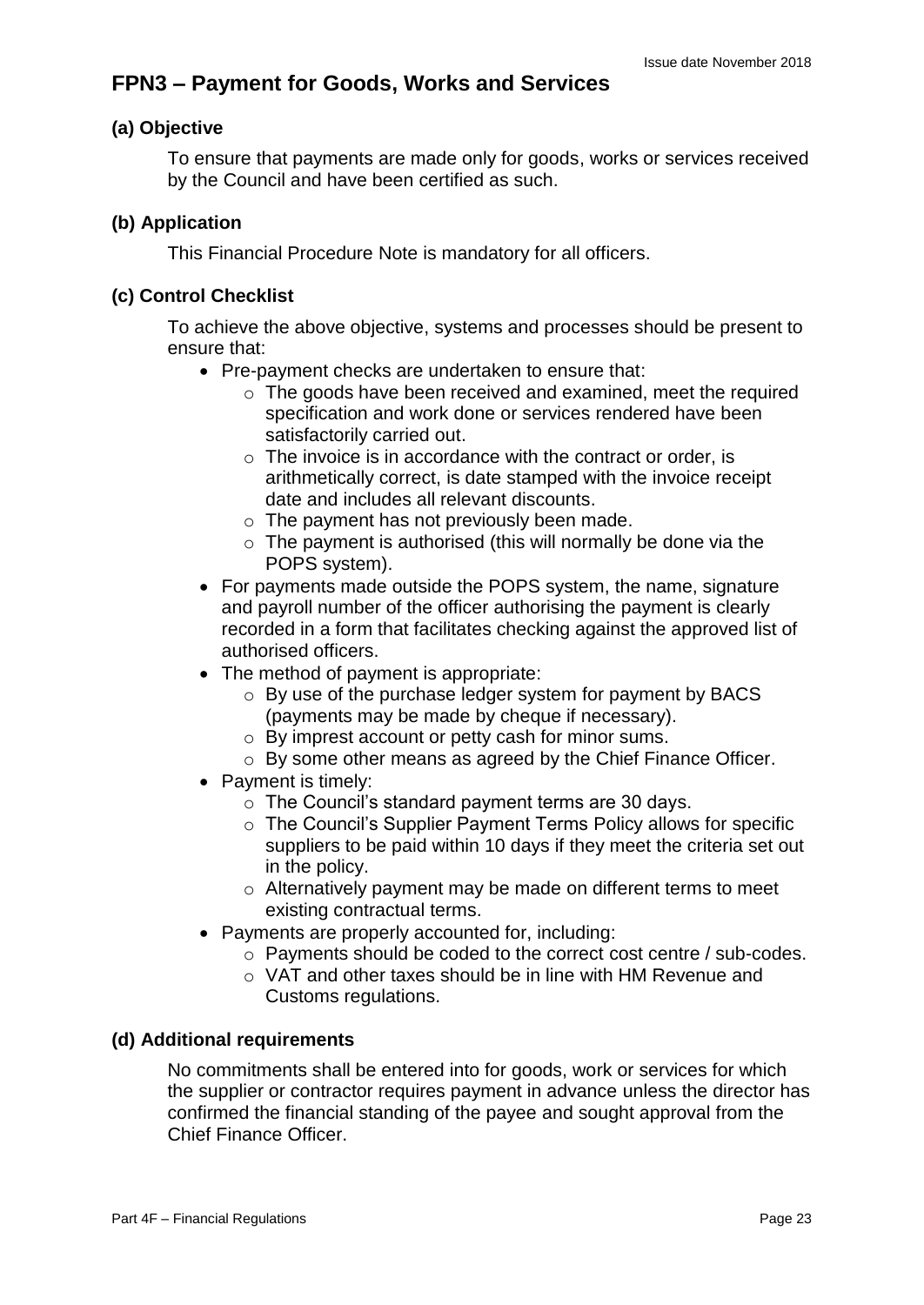## FPN3 – Payment for Goods, Works and Services

### (a) Objective

To ensure that payments are made only for goods, works or services received by the Council and have been certified as such.

### (b) Application

This Financial Procedure Note is mandatory for all officers.

### (c) Control Checklist

To achieve the above objective, systems and processes should be present to ensure that:

- Pre-payment checks are undertaken to ensure that:
  - The goods have been received and examined, meet the required specification and work done or services rendered have been satisfactorily carried out.
  - The invoice is in accordance with the contract or order, is arithmetically correct, is date stamped with the invoice receipt date and includes all relevant discounts.
  - The payment has not previously been made.
  - The payment is authorised (this will normally be done via the POPS system).
- For payments made outside the POPS system, the name, signature and payroll number of the officer authorising the payment is clearly recorded in a form that facilitates checking against the approved list of authorised officers.
- The method of payment is appropriate:
  - By use of the purchase ledger system for payment by BACS (payments may be made by cheque if necessary).
  - By imprest account or petty cash for minor sums.
  - By some other means as agreed by the Chief Finance Officer.
- Payment is timely:
  - The Council's standard payment terms are 30 days.
  - The Council's Supplier Payment Terms Policy allows for specific suppliers to be paid within 10 days if they meet the criteria set out in the policy.
  - Alternatively payment may be made on different terms to meet existing contractual terms.
- Payments are properly accounted for, including:
  - Payments should be coded to the correct cost centre / sub-codes.
  - VAT and other taxes should be in line with HM Revenue and Customs regulations.

### (d) Additional requirements

No commitments shall be entered into for goods, work or services for which the supplier or contractor requires payment in advance unless the director has confirmed the financial standing of the payee and sought approval from the Chief Finance Officer.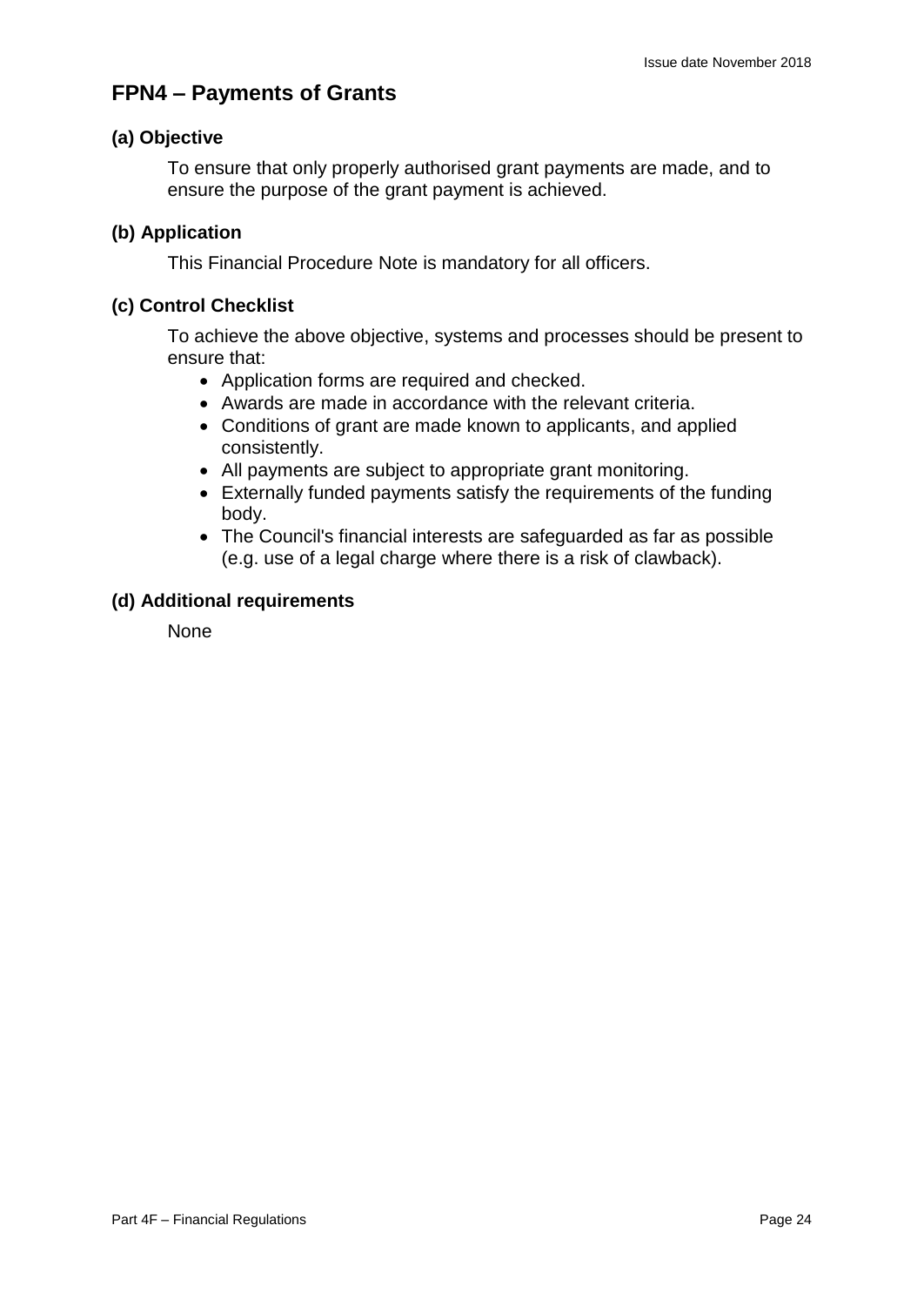## FPN4 – Payments of Grants

### (a) Objective

To ensure that only properly authorised grant payments are made, and to ensure the purpose of the grant payment is achieved.

### (b) Application

This Financial Procedure Note is mandatory for all officers.

### (c) Control Checklist

To achieve the above objective, systems and processes should be present to ensure that:

- Application forms are required and checked.
- Awards are made in accordance with the relevant criteria.
- Conditions of grant are made known to applicants, and applied consistently.
- All payments are subject to appropriate grant monitoring.
- Externally funded payments satisfy the requirements of the funding body.
- The Council's financial interests are safeguarded as far as possible (e.g. use of a legal charge where there is a risk of clawback).

### (d) Additional requirements

None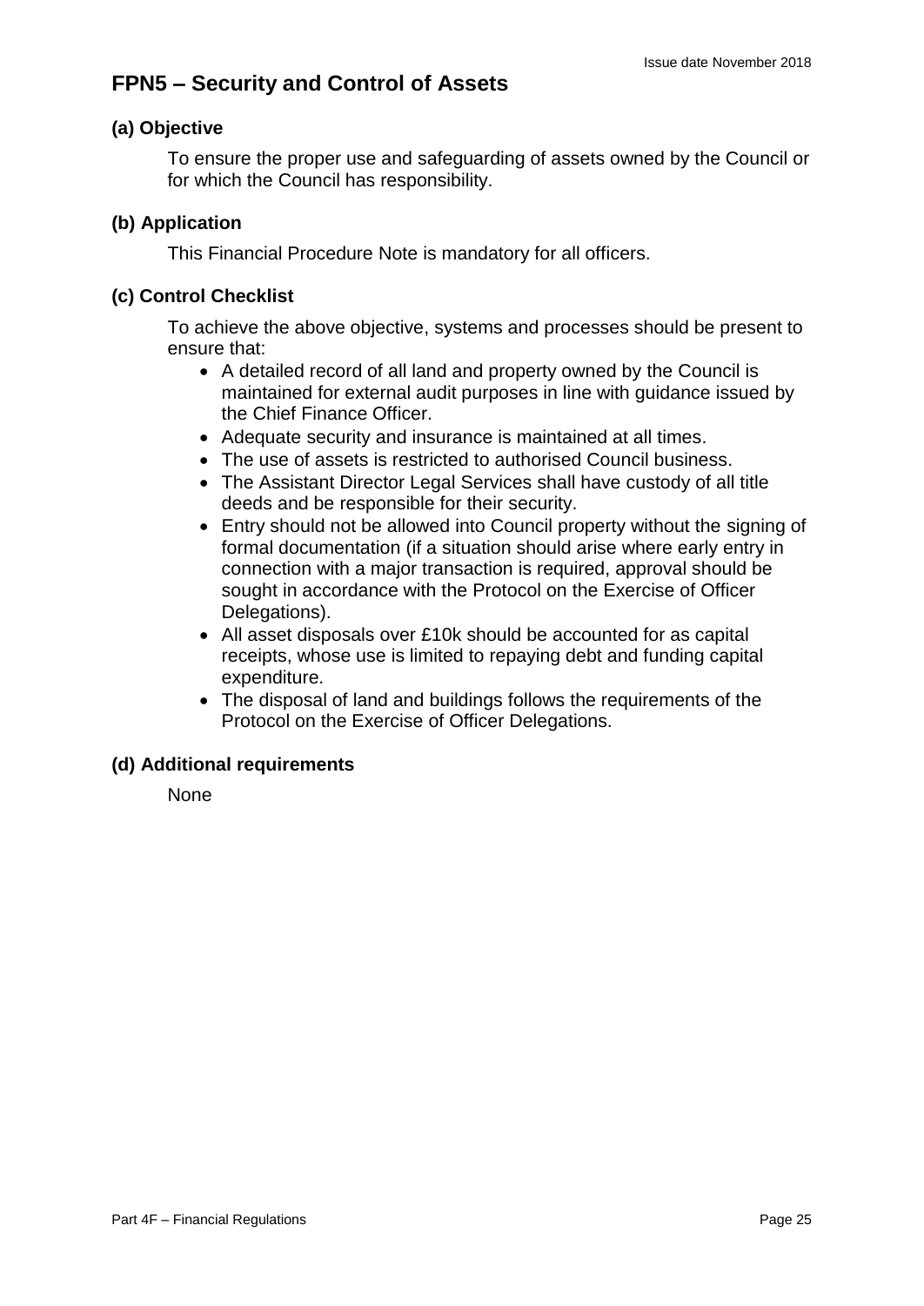## FPN5 – Security and Control of Assets

### (a) Objective

To ensure the proper use and safeguarding of assets owned by the Council or for which the Council has responsibility.

### (b) Application

This Financial Procedure Note is mandatory for all officers.

### (c) Control Checklist

To achieve the above objective, systems and processes should be present to ensure that:

- A detailed record of all land and property owned by the Council is maintained for external audit purposes in line with guidance issued by the Chief Finance Officer.
- Adequate security and insurance is maintained at all times.
- The use of assets is restricted to authorised Council business.
- The Assistant Director Legal Services shall have custody of all title deeds and be responsible for their security.
- Entry should not be allowed into Council property without the signing of formal documentation (if a situation should arise where early entry in connection with a major transaction is required, approval should be sought in accordance with the Protocol on the Exercise of Officer Delegations).
- All asset disposals over £10k should be accounted for as capital receipts, whose use is limited to repaying debt and funding capital expenditure.
- The disposal of land and buildings follows the requirements of the Protocol on the Exercise of Officer Delegations.

### (d) Additional requirements

None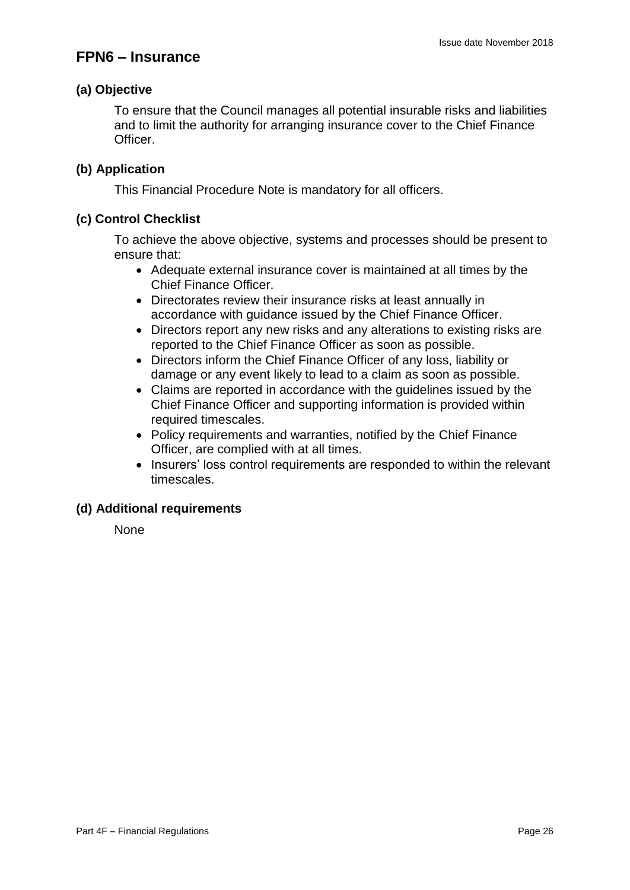## FPN6 – Insurance

### (a) Objective

To ensure that the Council manages all potential insurable risks and liabilities and to limit the authority for arranging insurance cover to the Chief Finance Officer.

### (b) Application

This Financial Procedure Note is mandatory for all officers.

### (c) Control Checklist

To achieve the above objective, systems and processes should be present to ensure that:

- Adequate external insurance cover is maintained at all times by the Chief Finance Officer.
- Directorates review their insurance risks at least annually in accordance with guidance issued by the Chief Finance Officer.
- Directors report any new risks and any alterations to existing risks are reported to the Chief Finance Officer as soon as possible.
- Directors inform the Chief Finance Officer of any loss, liability or damage or any event likely to lead to a claim as soon as possible.
- Claims are reported in accordance with the guidelines issued by the Chief Finance Officer and supporting information is provided within required timescales.
- Policy requirements and warranties, notified by the Chief Finance Officer, are complied with at all times.
- Insurers' loss control requirements are responded to within the relevant timescales.

### (d) Additional requirements

None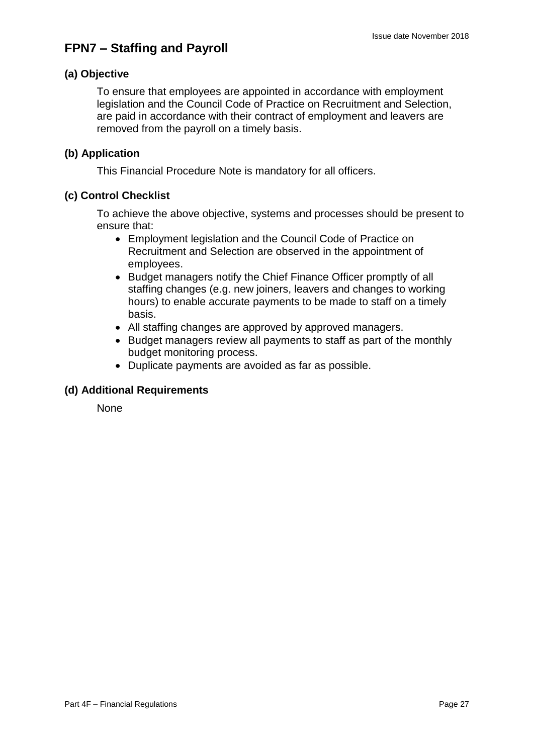## FPN7 – Staffing and Payroll

### (a) Objective

To ensure that employees are appointed in accordance with employment legislation and the Council Code of Practice on Recruitment and Selection, are paid in accordance with their contract of employment and leavers are removed from the payroll on a timely basis.

### (b) Application

This Financial Procedure Note is mandatory for all officers.

### (c) Control Checklist

To achieve the above objective, systems and processes should be present to ensure that:

- Employment legislation and the Council Code of Practice on Recruitment and Selection are observed in the appointment of employees.
- Budget managers notify the Chief Finance Officer promptly of all staffing changes (e.g. new joiners, leavers and changes to working hours) to enable accurate payments to be made to staff on a timely basis.
- All staffing changes are approved by approved managers.
- Budget managers review all payments to staff as part of the monthly budget monitoring process.
- Duplicate payments are avoided as far as possible.

### (d) Additional Requirements

None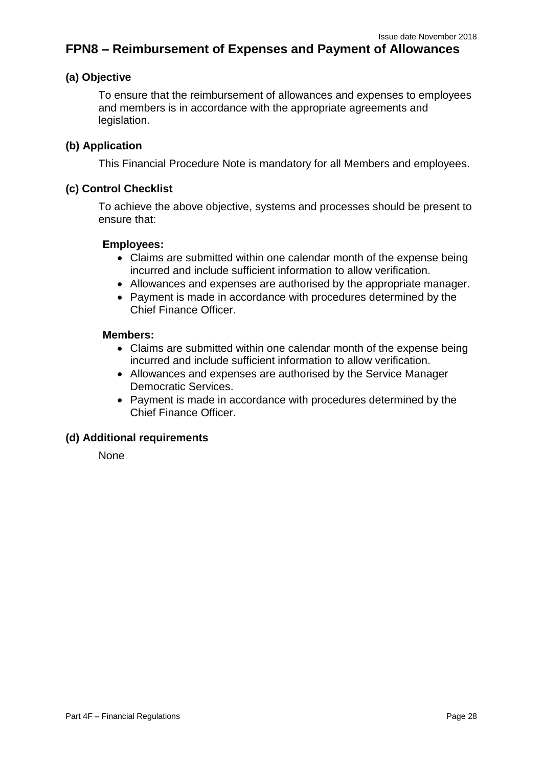Issue date November 2018

## FPN8 – Reimbursement of Expenses and Payment of Allowances

### (a) Objective

To ensure that the reimbursement of allowances and expenses to employees and members is in accordance with the appropriate agreements and legislation.

### (b) Application

This Financial Procedure Note is mandatory for all Members and employees.

### (c) Control Checklist

To achieve the above objective, systems and processes should be present to ensure that:

**Employees:**

- Claims are submitted within one calendar month of the expense being incurred and include sufficient information to allow verification.
- Allowances and expenses are authorised by the appropriate manager.
- Payment is made in accordance with procedures determined by the Chief Finance Officer.

**Members:**

- Claims are submitted within one calendar month of the expense being incurred and include sufficient information to allow verification.
- Allowances and expenses are authorised by the Service Manager Democratic Services.
- Payment is made in accordance with procedures determined by the Chief Finance Officer.

### (d) Additional requirements

None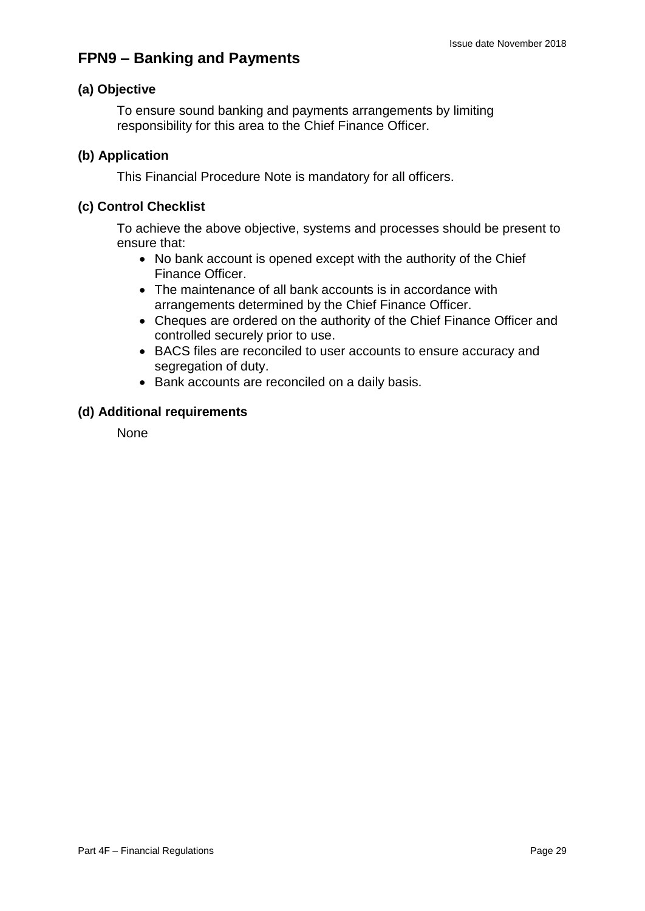# FPN9 – Banking and Payments

### (a) Objective

To ensure sound banking and payments arrangements by limiting responsibility for this area to the Chief Finance Officer.

### (b) Application

This Financial Procedure Note is mandatory for all officers.

### (c) Control Checklist

To achieve the above objective, systems and processes should be present to ensure that:

- No bank account is opened except with the authority of the Chief Finance Officer.
- The maintenance of all bank accounts is in accordance with arrangements determined by the Chief Finance Officer.
- Cheques are ordered on the authority of the Chief Finance Officer and controlled securely prior to use.
- BACS files are reconciled to user accounts to ensure accuracy and segregation of duty.
- Bank accounts are reconciled on a daily basis.

### (d) Additional requirements

None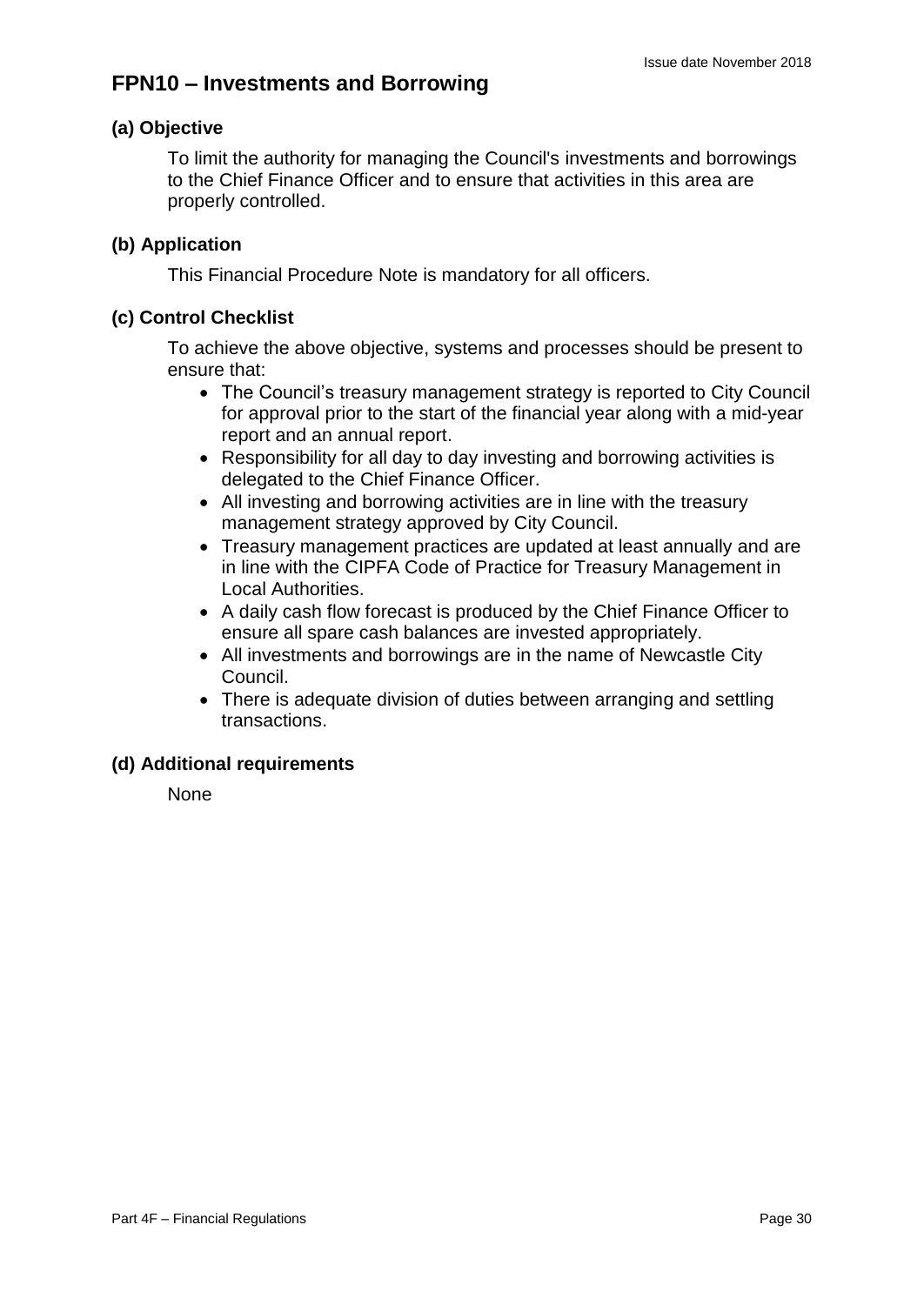# FPN10 – Investments and Borrowing

### (a) Objective

To limit the authority for managing the Council's investments and borrowings to the Chief Finance Officer and to ensure that activities in this area are properly controlled.

### (b) Application

This Financial Procedure Note is mandatory for all officers.

### (c) Control Checklist

To achieve the above objective, systems and processes should be present to ensure that:

- The Council's treasury management strategy is reported to City Council for approval prior to the start of the financial year along with a mid-year report and an annual report.
- Responsibility for all day to day investing and borrowing activities is delegated to the Chief Finance Officer.
- All investing and borrowing activities are in line with the treasury management strategy approved by City Council.
- Treasury management practices are updated at least annually and are in line with the CIPFA Code of Practice for Treasury Management in Local Authorities.
- A daily cash flow forecast is produced by the Chief Finance Officer to ensure all spare cash balances are invested appropriately.
- All investments and borrowings are in the name of Newcastle City Council.
- There is adequate division of duties between arranging and settling transactions.

### (d) Additional requirements

None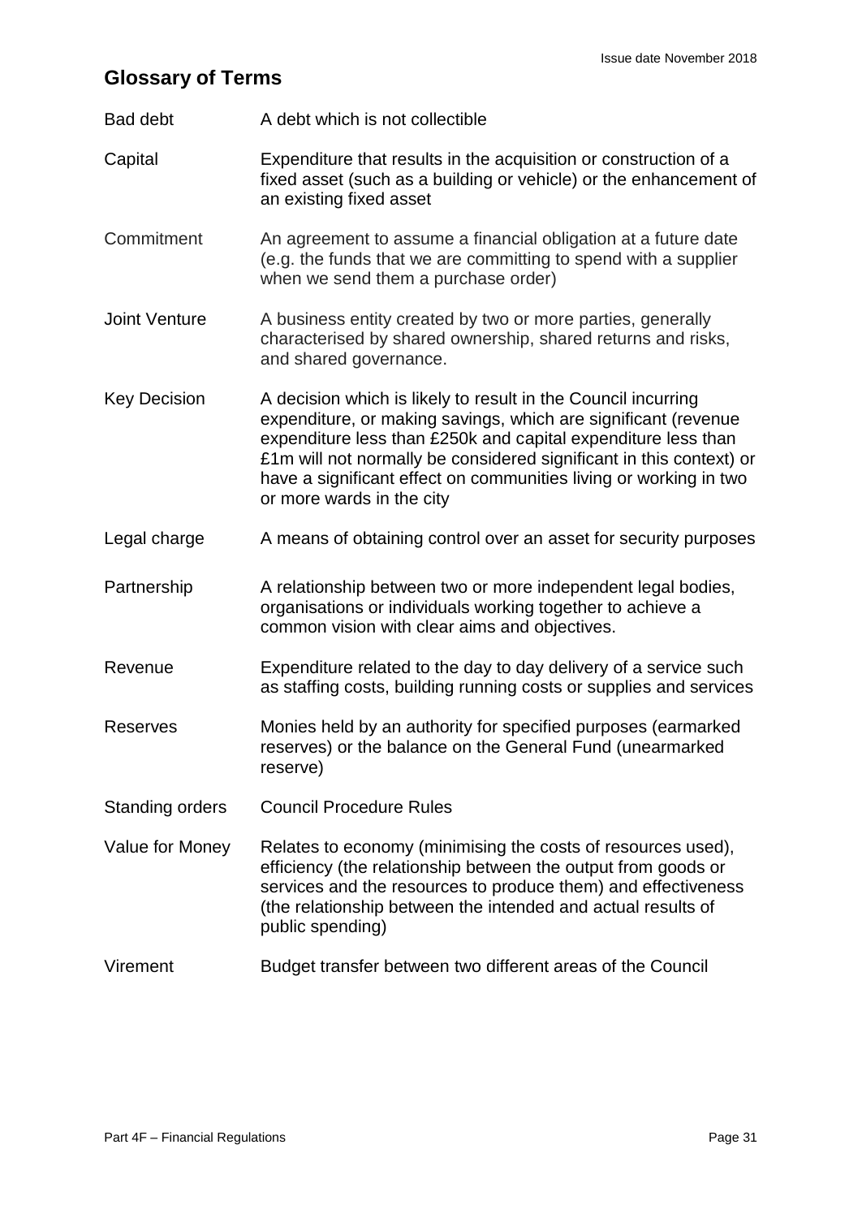## Glossary of Terms

| | |
|---|---|
| Bad debt | A debt which is not collectible |
| Capital | Expenditure that results in the acquisition or construction of a fixed asset (such as a building or vehicle) or the enhancement of an existing fixed asset |
| Commitment | An agreement to assume a financial obligation at a future date (e.g. the funds that we are committing to spend with a supplier when we send them a purchase order) |
| Joint Venture | A business entity created by two or more parties, generally characterised by shared ownership, shared returns and risks, and shared governance. |
| Key Decision | A decision which is likely to result in the Council incurring expenditure, or making savings, which are significant (revenue expenditure less than £250k and capital expenditure less than £1m will not normally be considered significant in this context) or have a significant effect on communities living or working in two or more wards in the city |
| Legal charge | A means of obtaining control over an asset for security purposes |
| Partnership | A relationship between two or more independent legal bodies, organisations or individuals working together to achieve a common vision with clear aims and objectives. |
| Revenue | Expenditure related to the day to day delivery of a service such as staffing costs, building running costs or supplies and services |
| Reserves | Monies held by an authority for specified purposes (earmarked reserves) or the balance on the General Fund (unearmarked reserve) |
| Standing orders | Council Procedure Rules |
| Value for Money | Relates to economy (minimising the costs of resources used), efficiency (the relationship between the output from goods or services and the resources to produce them) and effectiveness (the relationship between the intended and actual results of public spending) |
| Virement | Budget transfer between two different areas of the Council |